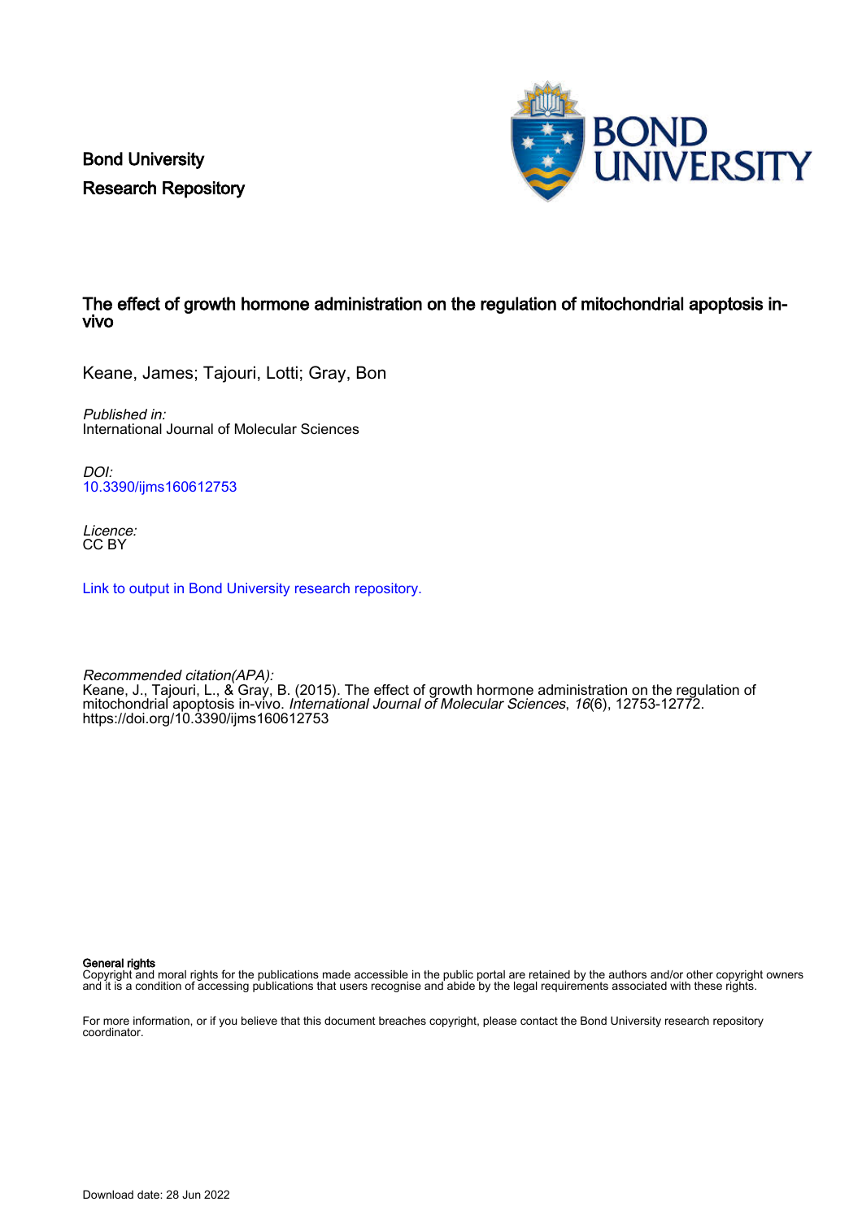Bond University
Research Repository

# The effect of growth hormone administration on the regulation of mitochondrial apoptosis in-vivo

Keane, James; Tajouri, Lotti; Gray, Bon

*Published in:*
International Journal of Molecular Sciences

*DOI:*
10.3390/ijms160612753

*Licence:*
CC BY

Link to output in Bond University research repository.

*Recommended citation(APA):*
Keane, J., Tajouri, L., & Gray, B. (2015). The effect of growth hormone administration on the regulation of mitochondrial apoptosis in-vivo. *International Journal of Molecular Sciences*, *16*(6), 12753-12772. https://doi.org/10.3390/ijms160612753

**General rights**
Copyright and moral rights for the publications made accessible in the public portal are retained by the authors and/or other copyright owners and it is a condition of accessing publications that users recognise and abide by the legal requirements associated with these rights.

For more information, or if you believe that this document breaches copyright, please contact the Bond University research repository coordinator.

Download date: 28 Jun 2022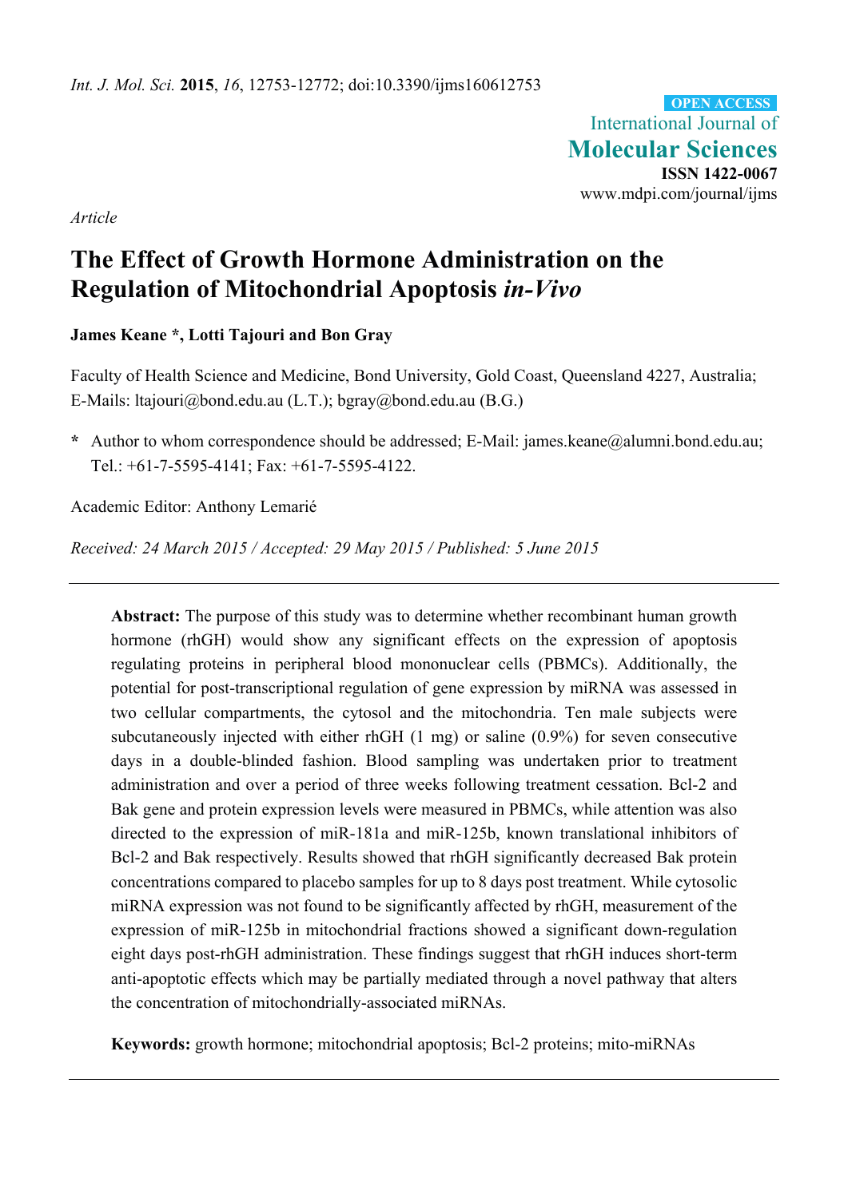*Article*

# The Effect of Growth Hormone Administration on the Regulation of Mitochondrial Apoptosis *in-Vivo*

**James Keane \*, Lotti Tajouri and Bon Gray**

Faculty of Health Science and Medicine, Bond University, Gold Coast, Queensland 4227, Australia; E-Mails: ltajouri@bond.edu.au (L.T.); bgray@bond.edu.au (B.G.)

**\*** Author to whom correspondence should be addressed; E-Mail: james.keane@alumni.bond.edu.au; Tel.: +61-7-5595-4141; Fax: +61-7-5595-4122.

Academic Editor: Anthony Lemarié

*Received: 24 March 2015 / Accepted: 29 May 2015 / Published: 5 June 2015*

---

**Abstract:** The purpose of this study was to determine whether recombinant human growth hormone (rhGH) would show any significant effects on the expression of apoptosis regulating proteins in peripheral blood mononuclear cells (PBMCs). Additionally, the potential for post-transcriptional regulation of gene expression by miRNA was assessed in two cellular compartments, the cytosol and the mitochondria. Ten male subjects were subcutaneously injected with either rhGH (1 mg) or saline (0.9%) for seven consecutive days in a double-blinded fashion. Blood sampling was undertaken prior to treatment administration and over a period of three weeks following treatment cessation. Bcl-2 and Bak gene and protein expression levels were measured in PBMCs, while attention was also directed to the expression of miR-181a and miR-125b, known translational inhibitors of Bcl-2 and Bak respectively. Results showed that rhGH significantly decreased Bak protein concentrations compared to placebo samples for up to 8 days post treatment. While cytosolic miRNA expression was not found to be significantly affected by rhGH, measurement of the expression of miR-125b in mitochondrial fractions showed a significant down-regulation eight days post-rhGH administration. These findings suggest that rhGH induces short-term anti-apoptotic effects which may be partially mediated through a novel pathway that alters the concentration of mitochondrially-associated miRNAs.

**Keywords:** growth hormone; mitochondrial apoptosis; Bcl-2 proteins; mito-miRNAs

---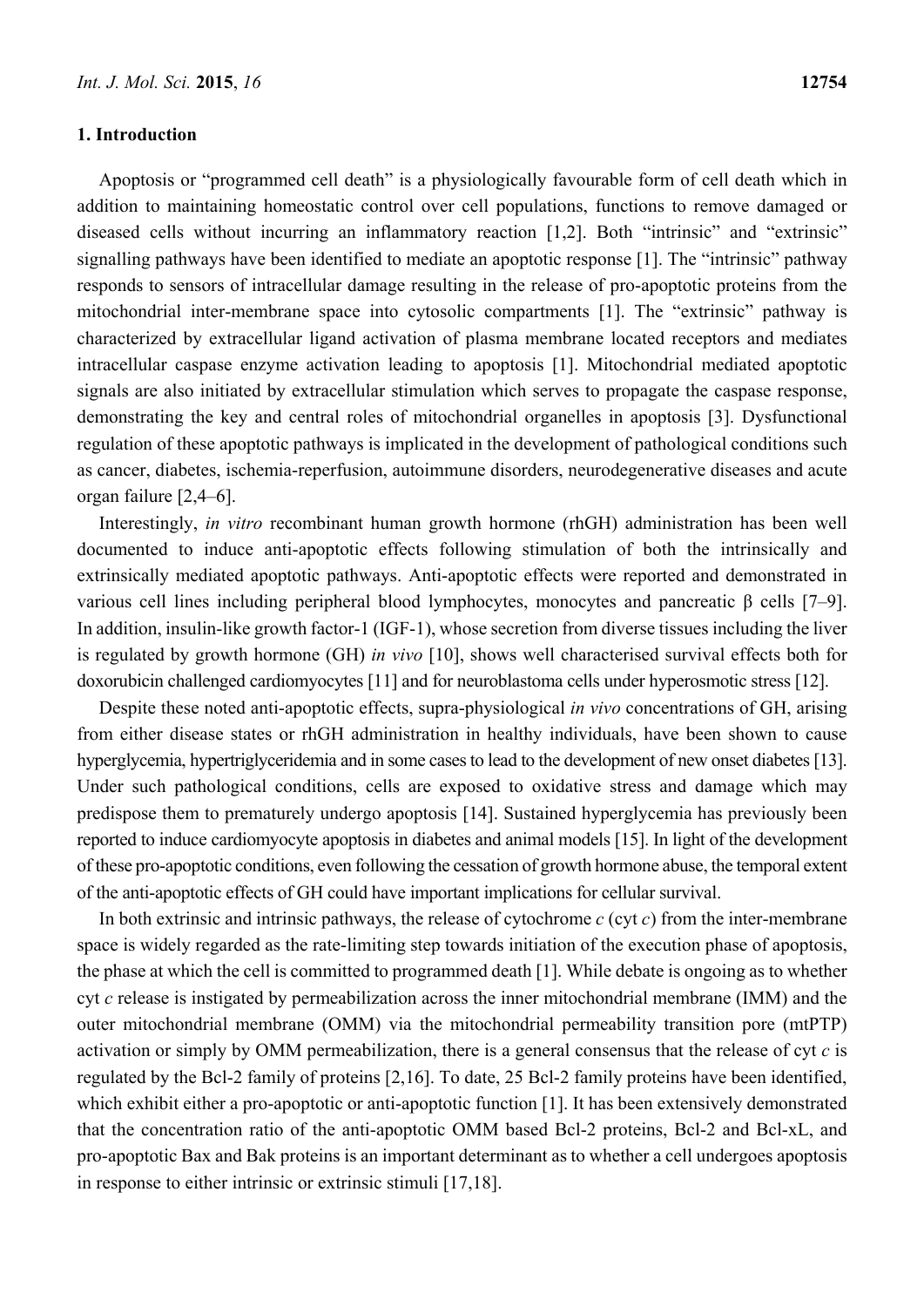## 1. Introduction

Apoptosis or "programmed cell death" is a physiologically favourable form of cell death which in addition to maintaining homeostatic control over cell populations, functions to remove damaged or diseased cells without incurring an inflammatory reaction [1,2]. Both "intrinsic" and "extrinsic" signalling pathways have been identified to mediate an apoptotic response [1]. The "intrinsic" pathway responds to sensors of intracellular damage resulting in the release of pro-apoptotic proteins from the mitochondrial inter-membrane space into cytosolic compartments [1]. The "extrinsic" pathway is characterized by extracellular ligand activation of plasma membrane located receptors and mediates intracellular caspase enzyme activation leading to apoptosis [1]. Mitochondrial mediated apoptotic signals are also initiated by extracellular stimulation which serves to propagate the caspase response, demonstrating the key and central roles of mitochondrial organelles in apoptosis [3]. Dysfunctional regulation of these apoptotic pathways is implicated in the development of pathological conditions such as cancer, diabetes, ischemia-reperfusion, autoimmune disorders, neurodegenerative diseases and acute organ failure [2,4–6].

Interestingly, *in vitro* recombinant human growth hormone (rhGH) administration has been well documented to induce anti-apoptotic effects following stimulation of both the intrinsically and extrinsically mediated apoptotic pathways. Anti-apoptotic effects were reported and demonstrated in various cell lines including peripheral blood lymphocytes, monocytes and pancreatic β cells [7–9]. In addition, insulin-like growth factor-1 (IGF-1), whose secretion from diverse tissues including the liver is regulated by growth hormone (GH) *in vivo* [10], shows well characterised survival effects both for doxorubicin challenged cardiomyocytes [11] and for neuroblastoma cells under hyperosmotic stress [12].

Despite these noted anti-apoptotic effects, supra-physiological *in vivo* concentrations of GH, arising from either disease states or rhGH administration in healthy individuals, have been shown to cause hyperglycemia, hypertriglyceridemia and in some cases to lead to the development of new onset diabetes [13]. Under such pathological conditions, cells are exposed to oxidative stress and damage which may predispose them to prematurely undergo apoptosis [14]. Sustained hyperglycemia has previously been reported to induce cardiomyocyte apoptosis in diabetes and animal models [15]. In light of the development of these pro-apoptotic conditions, even following the cessation of growth hormone abuse, the temporal extent of the anti-apoptotic effects of GH could have important implications for cellular survival.

In both extrinsic and intrinsic pathways, the release of cytochrome *c* (cyt *c*) from the inter-membrane space is widely regarded as the rate-limiting step towards initiation of the execution phase of apoptosis, the phase at which the cell is committed to programmed death [1]. While debate is ongoing as to whether cyt *c* release is instigated by permeabilization across the inner mitochondrial membrane (IMM) and the outer mitochondrial membrane (OMM) via the mitochondrial permeability transition pore (mtPTP) activation or simply by OMM permeabilization, there is a general consensus that the release of cyt *c* is regulated by the Bcl-2 family of proteins [2,16]. To date, 25 Bcl-2 family proteins have been identified, which exhibit either a pro-apoptotic or anti-apoptotic function [1]. It has been extensively demonstrated that the concentration ratio of the anti-apoptotic OMM based Bcl-2 proteins, Bcl-2 and Bcl-xL, and pro-apoptotic Bax and Bak proteins is an important determinant as to whether a cell undergoes apoptosis in response to either intrinsic or extrinsic stimuli [17,18].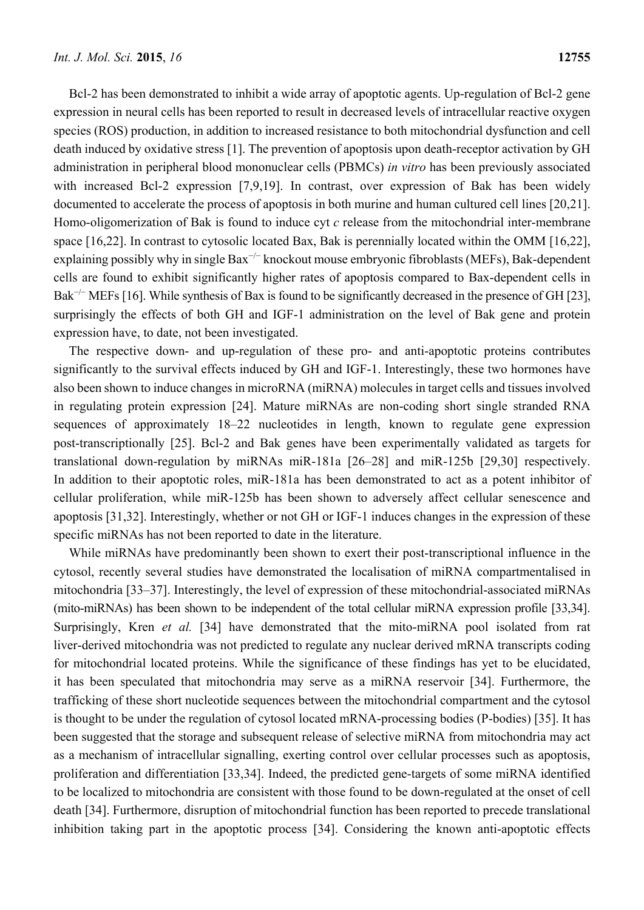Bcl-2 has been demonstrated to inhibit a wide array of apoptotic agents. Up-regulation of Bcl-2 gene expression in neural cells has been reported to result in decreased levels of intracellular reactive oxygen species (ROS) production, in addition to increased resistance to both mitochondrial dysfunction and cell death induced by oxidative stress [1]. The prevention of apoptosis upon death-receptor activation by GH administration in peripheral blood mononuclear cells (PBMCs) *in vitro* has been previously associated with increased Bcl-2 expression [7,9,19]. In contrast, over expression of Bak has been widely documented to accelerate the process of apoptosis in both murine and human cultured cell lines [20,21]. Homo-oligomerization of Bak is found to induce cyt *c* release from the mitochondrial inter-membrane space [16,22]. In contrast to cytosolic located Bax, Bak is perennially located within the OMM [16,22], explaining possibly why in single Bax$^{-/-}$ knockout mouse embryonic fibroblasts (MEFs), Bak-dependent cells are found to exhibit significantly higher rates of apoptosis compared to Bax-dependent cells in Bak$^{-/-}$ MEFs [16]. While synthesis of Bax is found to be significantly decreased in the presence of GH [23], surprisingly the effects of both GH and IGF-1 administration on the level of Bak gene and protein expression have, to date, not been investigated.

The respective down- and up-regulation of these pro- and anti-apoptotic proteins contributes significantly to the survival effects induced by GH and IGF-1. Interestingly, these two hormones have also been shown to induce changes in microRNA (miRNA) molecules in target cells and tissues involved in regulating protein expression [24]. Mature miRNAs are non-coding short single stranded RNA sequences of approximately 18–22 nucleotides in length, known to regulate gene expression post-transcriptionally [25]. Bcl-2 and Bak genes have been experimentally validated as targets for translational down-regulation by miRNAs miR-181a [26–28] and miR-125b [29,30] respectively. In addition to their apoptotic roles, miR-181a has been demonstrated to act as a potent inhibitor of cellular proliferation, while miR-125b has been shown to adversely affect cellular senescence and apoptosis [31,32]. Interestingly, whether or not GH or IGF-1 induces changes in the expression of these specific miRNAs has not been reported to date in the literature.

While miRNAs have predominantly been shown to exert their post-transcriptional influence in the cytosol, recently several studies have demonstrated the localisation of miRNA compartmentalised in mitochondria [33–37]. Interestingly, the level of expression of these mitochondrial-associated miRNAs (mito-miRNAs) has been shown to be independent of the total cellular miRNA expression profile [33,34]. Surprisingly, Kren *et al.* [34] have demonstrated that the mito-miRNA pool isolated from rat liver-derived mitochondria was not predicted to regulate any nuclear derived mRNA transcripts coding for mitochondrial located proteins. While the significance of these findings has yet to be elucidated, it has been speculated that mitochondria may serve as a miRNA reservoir [34]. Furthermore, the trafficking of these short nucleotide sequences between the mitochondrial compartment and the cytosol is thought to be under the regulation of cytosol located mRNA-processing bodies (P-bodies) [35]. It has been suggested that the storage and subsequent release of selective miRNA from mitochondria may act as a mechanism of intracellular signalling, exerting control over cellular processes such as apoptosis, proliferation and differentiation [33,34]. Indeed, the predicted gene-targets of some miRNA identified to be localized to mitochondria are consistent with those found to be down-regulated at the onset of cell death [34]. Furthermore, disruption of mitochondrial function has been reported to precede translational inhibition taking part in the apoptotic process [34]. Considering the known anti-apoptotic effects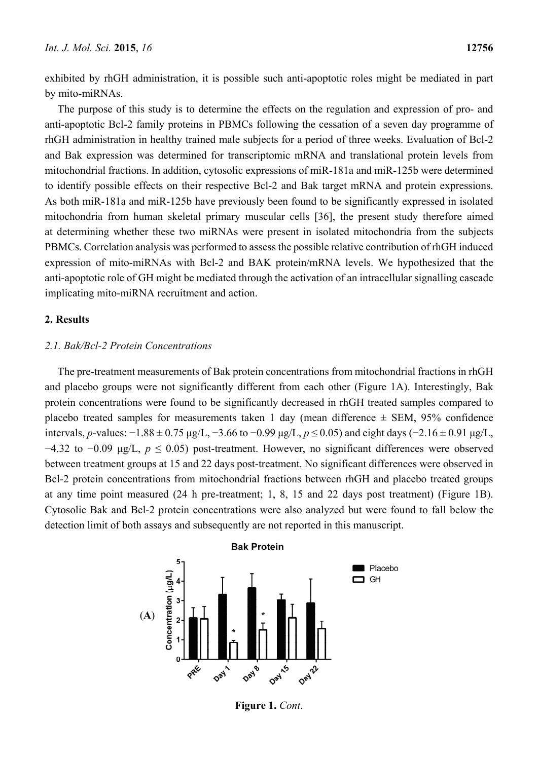exhibited by rhGH administration, it is possible such anti-apoptotic roles might be mediated in part by mito-miRNAs.

The purpose of this study is to determine the effects on the regulation and expression of pro- and anti-apoptotic Bcl-2 family proteins in PBMCs following the cessation of a seven day programme of rhGH administration in healthy trained male subjects for a period of three weeks. Evaluation of Bcl-2 and Bak expression was determined for transcriptomic mRNA and translational protein levels from mitochondrial fractions. In addition, cytosolic expressions of miR-181a and miR-125b were determined to identify possible effects on their respective Bcl-2 and Bak target mRNA and protein expressions. As both miR-181a and miR-125b have previously been found to be significantly expressed in isolated mitochondria from human skeletal primary muscular cells [36], the present study therefore aimed at determining whether these two miRNAs were present in isolated mitochondria from the subjects PBMCs. Correlation analysis was performed to assess the possible relative contribution of rhGH induced expression of mito-miRNAs with Bcl-2 and BAK protein/mRNA levels. We hypothesized that the anti-apoptotic role of GH might be mediated through the activation of an intracellular signalling cascade implicating mito-miRNA recruitment and action.

## 2. Results

### 2.1. Bak/Bcl-2 Protein Concentrations

The pre-treatment measurements of Bak protein concentrations from mitochondrial fractions in rhGH and placebo groups were not significantly different from each other (Figure 1A). Interestingly, Bak protein concentrations were found to be significantly decreased in rhGH treated samples compared to placebo treated samples for measurements taken 1 day (mean difference ± SEM, 95% confidence intervals, *p*-values: −1.88 ± 0.75 μg/L, −3.66 to −0.99 μg/L, $p \leq 0.05$) and eight days (−2.16 ± 0.91 μg/L, −4.32 to −0.09 μg/L, $p \leq 0.05$) post-treatment. However, no significant differences were observed between treatment groups at 15 and 22 days post-treatment. No significant differences were observed in Bcl-2 protein concentrations from mitochondrial fractions between rhGH and placebo treated groups at any time point measured (24 h pre-treatment; 1, 8, 15 and 22 days post treatment) (Figure 1B). Cytosolic Bak and Bcl-2 protein concentrations were also analyzed but were found to fall below the detection limit of both assays and subsequently are not reported in this manuscript.

**Figure 1.** *Cont*.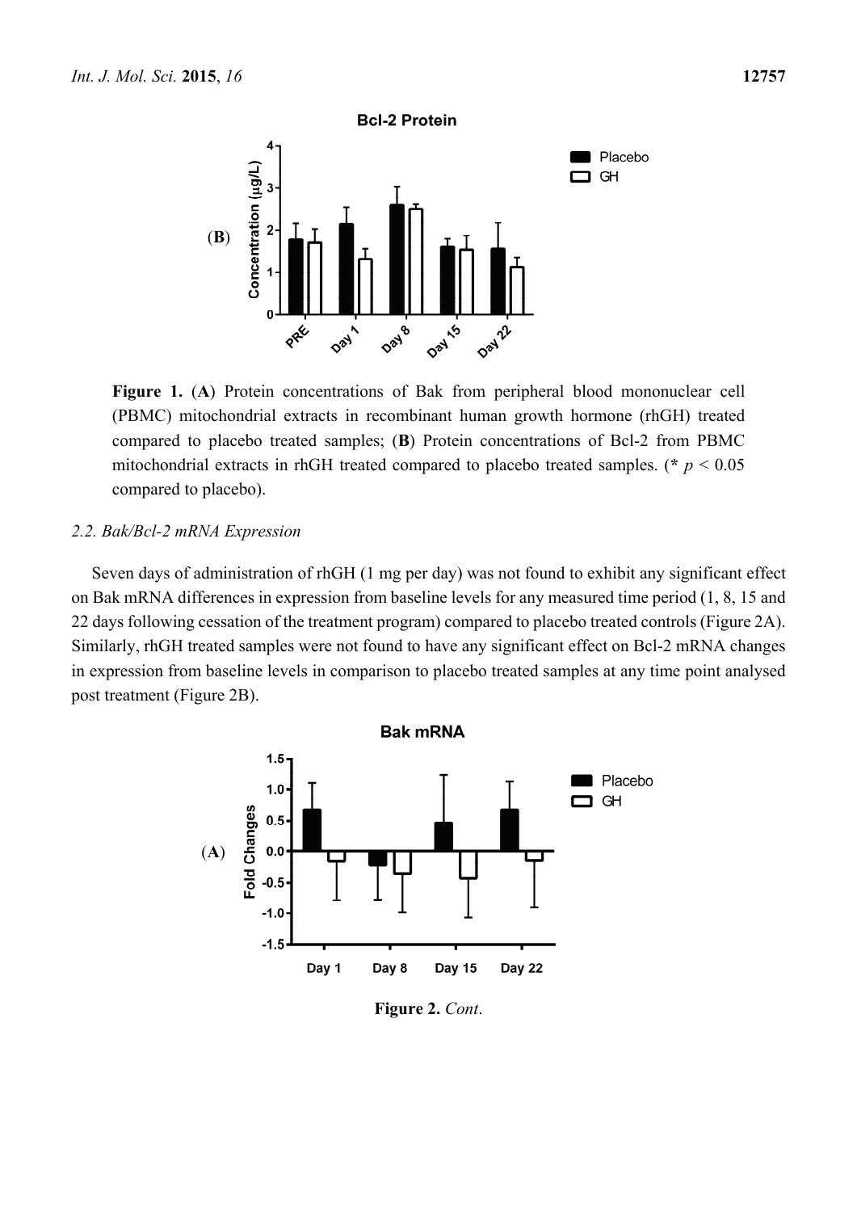Figure 1. (**A**) Protein concentrations of Bak from peripheral blood mononuclear cell (PBMC) mitochondrial extracts in recombinant human growth hormone (rhGH) treated compared to placebo treated samples; (**B**) Protein concentrations of Bcl-2 from PBMC mitochondrial extracts in rhGH treated compared to placebo treated samples. (* $p < 0.05$ compared to placebo).

### *2.2. Bak/Bcl-2 mRNA Expression*

Seven days of administration of rhGH (1 mg per day) was not found to exhibit any significant effect on Bak mRNA differences in expression from baseline levels for any measured time period (1, 8, 15 and 22 days following cessation of the treatment program) compared to placebo treated controls (Figure 2A). Similarly, rhGH treated samples were not found to have any significant effect on Bcl-2 mRNA changes in expression from baseline levels in comparison to placebo treated samples at any time point analysed post treatment (Figure 2B).

**Figure 2.** *Cont.*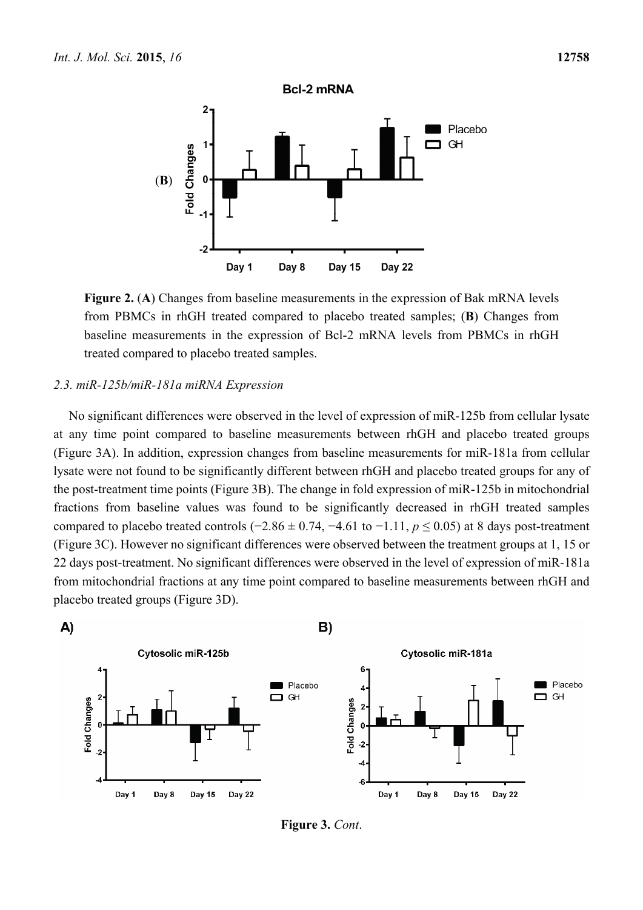**Figure 2.** (**A**) Changes from baseline measurements in the expression of Bak mRNA levels from PBMCs in rhGH treated compared to placebo treated samples; (**B**) Changes from baseline measurements in the expression of Bcl-2 mRNA levels from PBMCs in rhGH treated compared to placebo treated samples.

### 2.3. miR-125b/miR-181a miRNA Expression

No significant differences were observed in the level of expression of miR-125b from cellular lysate at any time point compared to baseline measurements between rhGH and placebo treated groups (Figure 3A). In addition, expression changes from baseline measurements for miR-181a from cellular lysate were not found to be significantly different between rhGH and placebo treated groups for any of the post-treatment time points (Figure 3B). The change in fold expression of miR-125b in mitochondrial fractions from baseline values was found to be significantly decreased in rhGH treated samples compared to placebo treated controls (−2.86 ± 0.74, −4.61 to −1.11, $p \leq 0.05$) at 8 days post-treatment (Figure 3C). However no significant differences were observed between the treatment groups at 1, 15 or 22 days post-treatment. No significant differences were observed in the level of expression of miR-181a from mitochondrial fractions at any time point compared to baseline measurements between rhGH and placebo treated groups (Figure 3D).

**Figure 3.** *Cont*.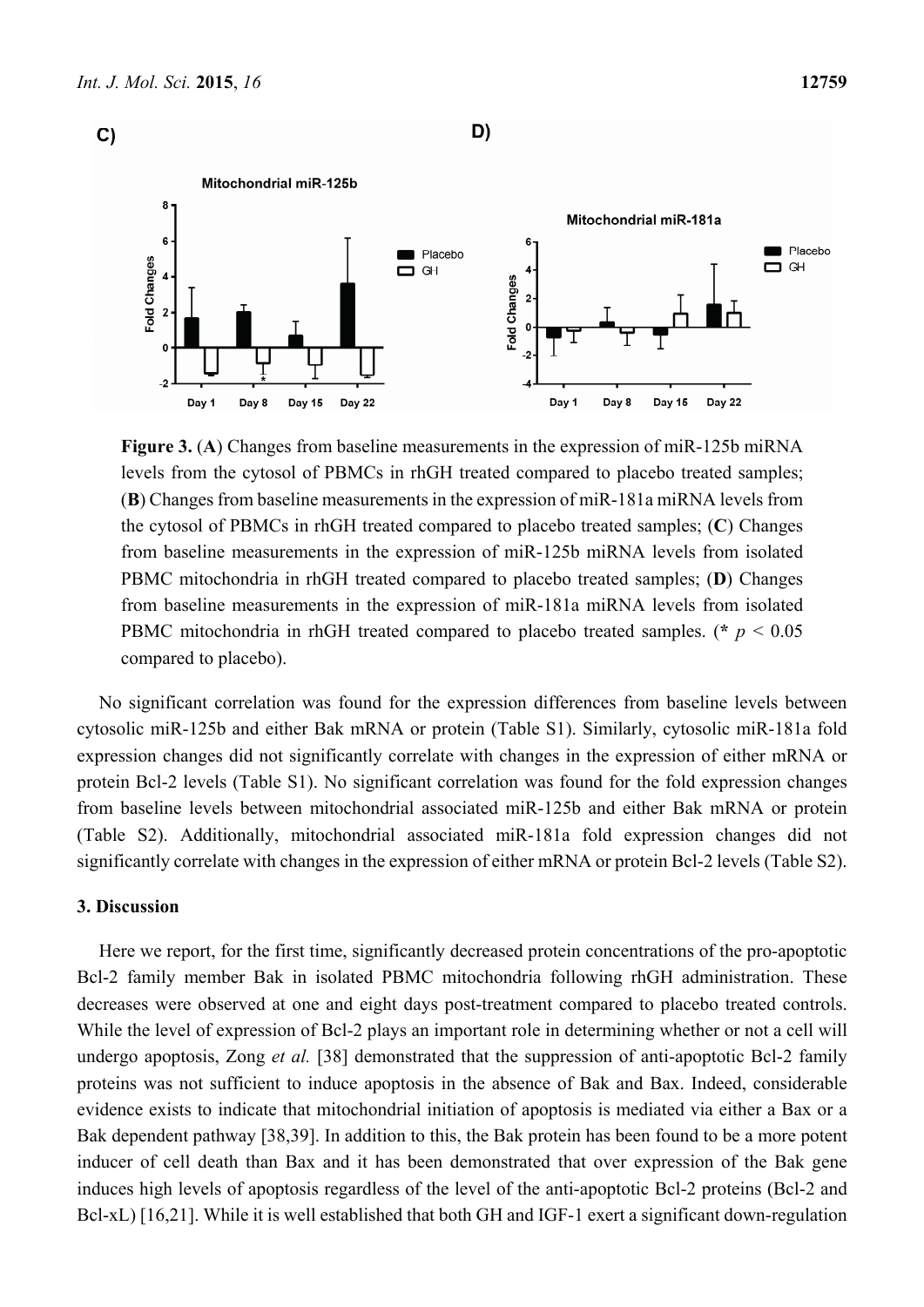**Figure 3.** (**A**) Changes from baseline measurements in the expression of miR-125b miRNA levels from the cytosol of PBMCs in rhGH treated compared to placebo treated samples; (**B**) Changes from baseline measurements in the expression of miR-181a miRNA levels from the cytosol of PBMCs in rhGH treated compared to placebo treated samples; (**C**) Changes from baseline measurements in the expression of miR-125b miRNA levels from isolated PBMC mitochondria in rhGH treated compared to placebo treated samples; (**D**) Changes from baseline measurements in the expression of miR-181a miRNA levels from isolated PBMC mitochondria in rhGH treated compared to placebo treated samples. (* $p < 0.05$ compared to placebo).

No significant correlation was found for the expression differences from baseline levels between cytosolic miR-125b and either Bak mRNA or protein (Table S1). Similarly, cytosolic miR-181a fold expression changes did not significantly correlate with changes in the expression of either mRNA or protein Bcl-2 levels (Table S1). No significant correlation was found for the fold expression changes from baseline levels between mitochondrial associated miR-125b and either Bak mRNA or protein (Table S2). Additionally, mitochondrial associated miR-181a fold expression changes did not significantly correlate with changes in the expression of either mRNA or protein Bcl-2 levels (Table S2).

## 3. Discussion

Here we report, for the first time, significantly decreased protein concentrations of the pro-apoptotic Bcl-2 family member Bak in isolated PBMC mitochondria following rhGH administration. These decreases were observed at one and eight days post-treatment compared to placebo treated controls. While the level of expression of Bcl-2 plays an important role in determining whether or not a cell will undergo apoptosis, Zong *et al.* [38] demonstrated that the suppression of anti-apoptotic Bcl-2 family proteins was not sufficient to induce apoptosis in the absence of Bak and Bax. Indeed, considerable evidence exists to indicate that mitochondrial initiation of apoptosis is mediated via either a Bax or a Bak dependent pathway [38,39]. In addition to this, the Bak protein has been found to be a more potent inducer of cell death than Bax and it has been demonstrated that over expression of the Bak gene induces high levels of apoptosis regardless of the level of the anti-apoptotic Bcl-2 proteins (Bcl-2 and Bcl-xL) [16,21]. While it is well established that both GH and IGF-1 exert a significant down-regulation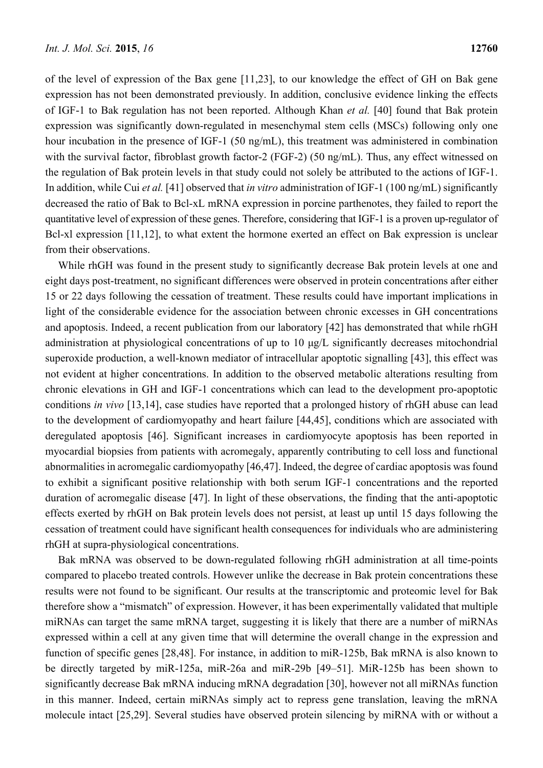of the level of expression of the Bax gene [11,23], to our knowledge the effect of GH on Bak gene expression has not been demonstrated previously. In addition, conclusive evidence linking the effects of IGF-1 to Bak regulation has not been reported. Although Khan *et al.* [40] found that Bak protein expression was significantly down-regulated in mesenchymal stem cells (MSCs) following only one hour incubation in the presence of IGF-1 (50 ng/mL), this treatment was administered in combination with the survival factor, fibroblast growth factor-2 (FGF-2) (50 ng/mL). Thus, any effect witnessed on the regulation of Bak protein levels in that study could not solely be attributed to the actions of IGF-1. In addition, while Cui *et al.* [41] observed that *in vitro* administration of IGF-1 (100 ng/mL) significantly decreased the ratio of Bak to Bcl-xL mRNA expression in porcine parthenotes, they failed to report the quantitative level of expression of these genes. Therefore, considering that IGF-1 is a proven up-regulator of Bcl-xl expression [11,12], to what extent the hormone exerted an effect on Bak expression is unclear from their observations.

While rhGH was found in the present study to significantly decrease Bak protein levels at one and eight days post-treatment, no significant differences were observed in protein concentrations after either 15 or 22 days following the cessation of treatment. These results could have important implications in light of the considerable evidence for the association between chronic excesses in GH concentrations and apoptosis. Indeed, a recent publication from our laboratory [42] has demonstrated that while rhGH administration at physiological concentrations of up to 10 μg/L significantly decreases mitochondrial superoxide production, a well-known mediator of intracellular apoptotic signalling [43], this effect was not evident at higher concentrations. In addition to the observed metabolic alterations resulting from chronic elevations in GH and IGF-1 concentrations which can lead to the development pro-apoptotic conditions *in vivo* [13,14], case studies have reported that a prolonged history of rhGH abuse can lead to the development of cardiomyopathy and heart failure [44,45], conditions which are associated with deregulated apoptosis [46]. Significant increases in cardiomyocyte apoptosis has been reported in myocardial biopsies from patients with acromegaly, apparently contributing to cell loss and functional abnormalities in acromegalic cardiomyopathy [46,47]. Indeed, the degree of cardiac apoptosis was found to exhibit a significant positive relationship with both serum IGF-1 concentrations and the reported duration of acromegalic disease [47]. In light of these observations, the finding that the anti-apoptotic effects exerted by rhGH on Bak protein levels does not persist, at least up until 15 days following the cessation of treatment could have significant health consequences for individuals who are administering rhGH at supra-physiological concentrations.

Bak mRNA was observed to be down-regulated following rhGH administration at all time-points compared to placebo treated controls. However unlike the decrease in Bak protein concentrations these results were not found to be significant. Our results at the transcriptomic and proteomic level for Bak therefore show a "mismatch" of expression. However, it has been experimentally validated that multiple miRNAs can target the same mRNA target, suggesting it is likely that there are a number of miRNAs expressed within a cell at any given time that will determine the overall change in the expression and function of specific genes [28,48]. For instance, in addition to miR-125b, Bak mRNA is also known to be directly targeted by miR-125a, miR-26a and miR-29b [49–51]. MiR-125b has been shown to significantly decrease Bak mRNA inducing mRNA degradation [30], however not all miRNAs function in this manner. Indeed, certain miRNAs simply act to repress gene translation, leaving the mRNA molecule intact [25,29]. Several studies have observed protein silencing by miRNA with or without a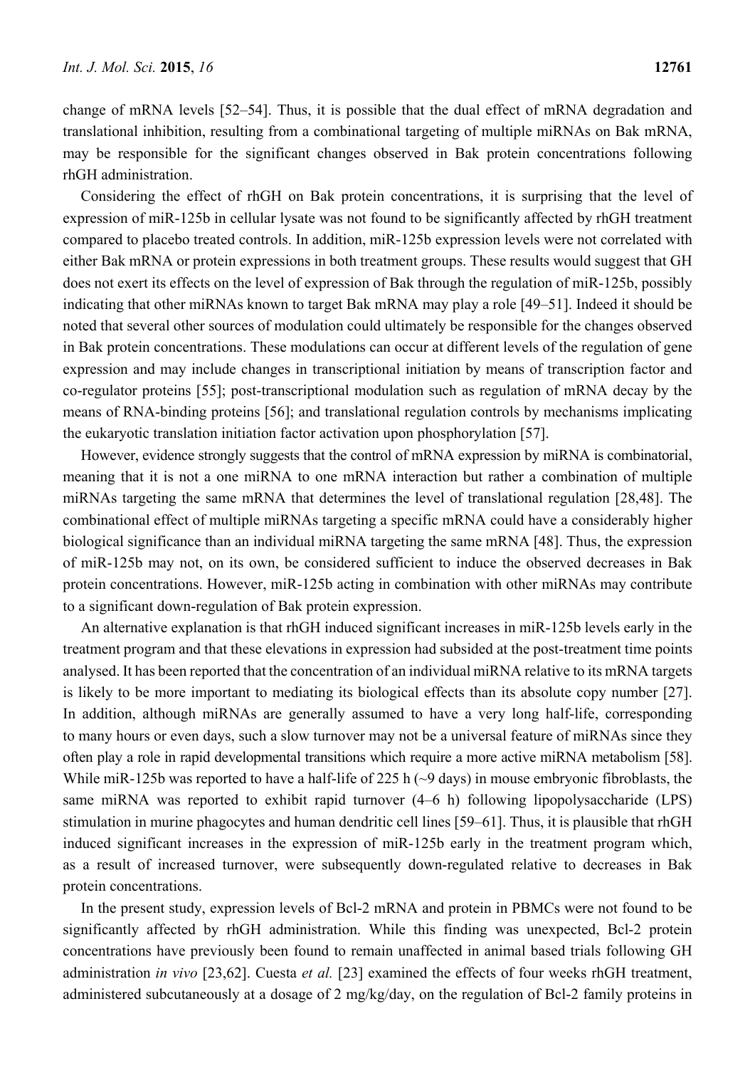change of mRNA levels [52–54]. Thus, it is possible that the dual effect of mRNA degradation and translational inhibition, resulting from a combinational targeting of multiple miRNAs on Bak mRNA, may be responsible for the significant changes observed in Bak protein concentrations following rhGH administration.

Considering the effect of rhGH on Bak protein concentrations, it is surprising that the level of expression of miR-125b in cellular lysate was not found to be significantly affected by rhGH treatment compared to placebo treated controls. In addition, miR-125b expression levels were not correlated with either Bak mRNA or protein expressions in both treatment groups. These results would suggest that GH does not exert its effects on the level of expression of Bak through the regulation of miR-125b, possibly indicating that other miRNAs known to target Bak mRNA may play a role [49–51]. Indeed it should be noted that several other sources of modulation could ultimately be responsible for the changes observed in Bak protein concentrations. These modulations can occur at different levels of the regulation of gene expression and may include changes in transcriptional initiation by means of transcription factor and co-regulator proteins [55]; post-transcriptional modulation such as regulation of mRNA decay by the means of RNA-binding proteins [56]; and translational regulation controls by mechanisms implicating the eukaryotic translation initiation factor activation upon phosphorylation [57].

However, evidence strongly suggests that the control of mRNA expression by miRNA is combinatorial, meaning that it is not a one miRNA to one mRNA interaction but rather a combination of multiple miRNAs targeting the same mRNA that determines the level of translational regulation [28,48]. The combinational effect of multiple miRNAs targeting a specific mRNA could have a considerably higher biological significance than an individual miRNA targeting the same mRNA [48]. Thus, the expression of miR-125b may not, on its own, be considered sufficient to induce the observed decreases in Bak protein concentrations. However, miR-125b acting in combination with other miRNAs may contribute to a significant down-regulation of Bak protein expression.

An alternative explanation is that rhGH induced significant increases in miR-125b levels early in the treatment program and that these elevations in expression had subsided at the post-treatment time points analysed. It has been reported that the concentration of an individual miRNA relative to its mRNA targets is likely to be more important to mediating its biological effects than its absolute copy number [27]. In addition, although miRNAs are generally assumed to have a very long half-life, corresponding to many hours or even days, such a slow turnover may not be a universal feature of miRNAs since they often play a role in rapid developmental transitions which require a more active miRNA metabolism [58]. While miR-125b was reported to have a half-life of 225 h (~9 days) in mouse embryonic fibroblasts, the same miRNA was reported to exhibit rapid turnover (4–6 h) following lipopolysaccharide (LPS) stimulation in murine phagocytes and human dendritic cell lines [59–61]. Thus, it is plausible that rhGH induced significant increases in the expression of miR-125b early in the treatment program which, as a result of increased turnover, were subsequently down-regulated relative to decreases in Bak protein concentrations.

In the present study, expression levels of Bcl-2 mRNA and protein in PBMCs were not found to be significantly affected by rhGH administration. While this finding was unexpected, Bcl-2 protein concentrations have previously been found to remain unaffected in animal based trials following GH administration *in vivo* [23,62]. Cuesta *et al.* [23] examined the effects of four weeks rhGH treatment, administered subcutaneously at a dosage of 2 mg/kg/day, on the regulation of Bcl-2 family proteins in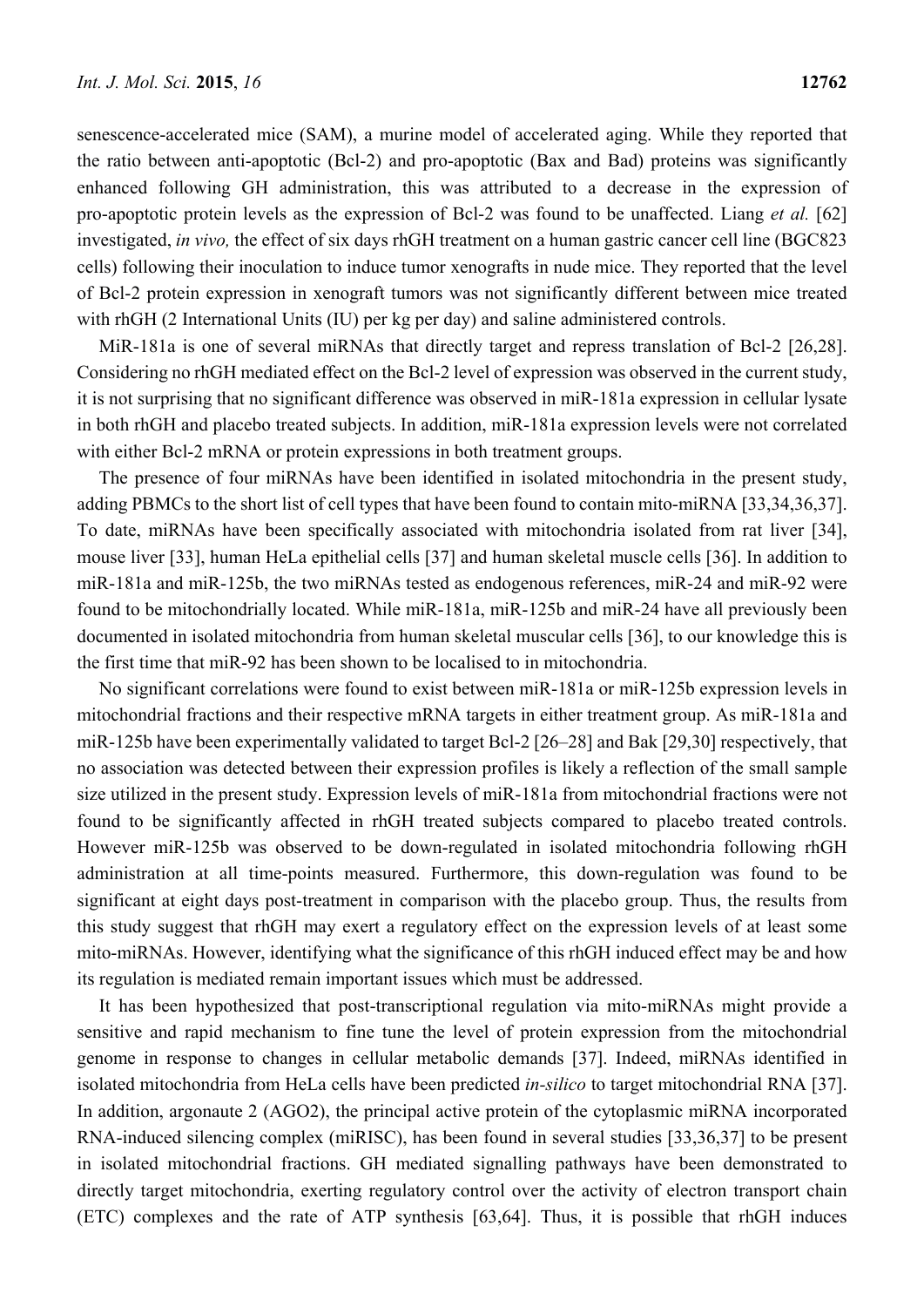senescence-accelerated mice (SAM), a murine model of accelerated aging. While they reported that the ratio between anti-apoptotic (Bcl-2) and pro-apoptotic (Bax and Bad) proteins was significantly enhanced following GH administration, this was attributed to a decrease in the expression of pro-apoptotic protein levels as the expression of Bcl-2 was found to be unaffected. Liang *et al.* [62] investigated, *in vivo,* the effect of six days rhGH treatment on a human gastric cancer cell line (BGC823 cells) following their inoculation to induce tumor xenografts in nude mice. They reported that the level of Bcl-2 protein expression in xenograft tumors was not significantly different between mice treated with rhGH (2 International Units (IU) per kg per day) and saline administered controls.

MiR-181a is one of several miRNAs that directly target and repress translation of Bcl-2 [26,28]. Considering no rhGH mediated effect on the Bcl-2 level of expression was observed in the current study, it is not surprising that no significant difference was observed in miR-181a expression in cellular lysate in both rhGH and placebo treated subjects. In addition, miR-181a expression levels were not correlated with either Bcl-2 mRNA or protein expressions in both treatment groups.

The presence of four miRNAs have been identified in isolated mitochondria in the present study, adding PBMCs to the short list of cell types that have been found to contain mito-miRNA [33,34,36,37]. To date, miRNAs have been specifically associated with mitochondria isolated from rat liver [34], mouse liver [33], human HeLa epithelial cells [37] and human skeletal muscle cells [36]. In addition to miR-181a and miR-125b, the two miRNAs tested as endogenous references, miR-24 and miR-92 were found to be mitochondrially located. While miR-181a, miR-125b and miR-24 have all previously been documented in isolated mitochondria from human skeletal muscular cells [36], to our knowledge this is the first time that miR-92 has been shown to be localised to in mitochondria.

No significant correlations were found to exist between miR-181a or miR-125b expression levels in mitochondrial fractions and their respective mRNA targets in either treatment group. As miR-181a and miR-125b have been experimentally validated to target Bcl-2 [26–28] and Bak [29,30] respectively, that no association was detected between their expression profiles is likely a reflection of the small sample size utilized in the present study. Expression levels of miR-181a from mitochondrial fractions were not found to be significantly affected in rhGH treated subjects compared to placebo treated controls. However miR-125b was observed to be down-regulated in isolated mitochondria following rhGH administration at all time-points measured. Furthermore, this down-regulation was found to be significant at eight days post-treatment in comparison with the placebo group. Thus, the results from this study suggest that rhGH may exert a regulatory effect on the expression levels of at least some mito-miRNAs. However, identifying what the significance of this rhGH induced effect may be and how its regulation is mediated remain important issues which must be addressed.

It has been hypothesized that post-transcriptional regulation via mito-miRNAs might provide a sensitive and rapid mechanism to fine tune the level of protein expression from the mitochondrial genome in response to changes in cellular metabolic demands [37]. Indeed, miRNAs identified in isolated mitochondria from HeLa cells have been predicted *in-silico* to target mitochondrial RNA [37]. In addition, argonaute 2 (AGO2), the principal active protein of the cytoplasmic miRNA incorporated RNA-induced silencing complex (miRISC), has been found in several studies [33,36,37] to be present in isolated mitochondrial fractions. GH mediated signalling pathways have been demonstrated to directly target mitochondria, exerting regulatory control over the activity of electron transport chain (ETC) complexes and the rate of ATP synthesis [63,64]. Thus, it is possible that rhGH induces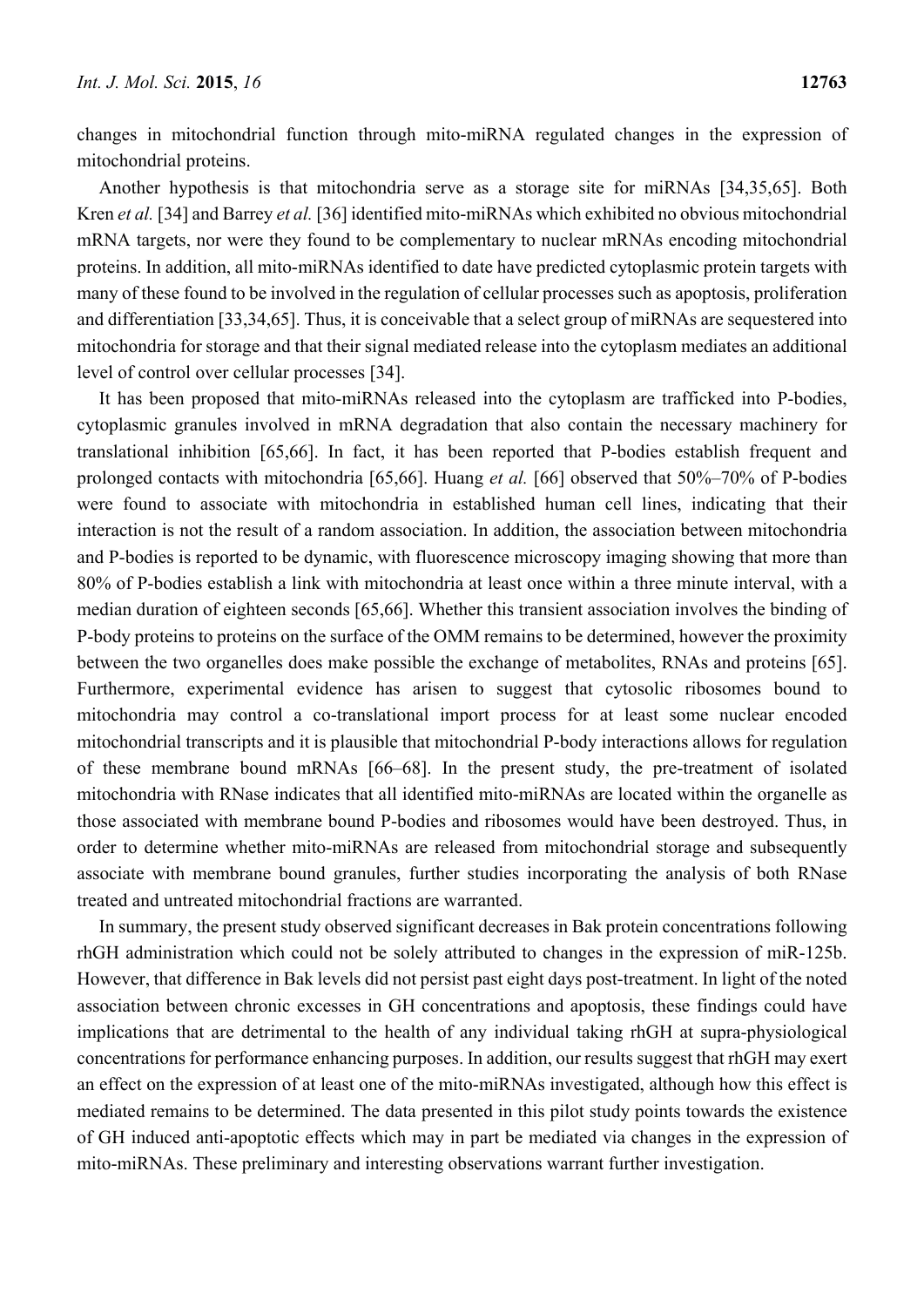changes in mitochondrial function through mito-miRNA regulated changes in the expression of mitochondrial proteins.

Another hypothesis is that mitochondria serve as a storage site for miRNAs [34,35,65]. Both Kren *et al.* [34] and Barrey *et al.* [36] identified mito-miRNAs which exhibited no obvious mitochondrial mRNA targets, nor were they found to be complementary to nuclear mRNAs encoding mitochondrial proteins. In addition, all mito-miRNAs identified to date have predicted cytoplasmic protein targets with many of these found to be involved in the regulation of cellular processes such as apoptosis, proliferation and differentiation [33,34,65]. Thus, it is conceivable that a select group of miRNAs are sequestered into mitochondria for storage and that their signal mediated release into the cytoplasm mediates an additional level of control over cellular processes [34].

It has been proposed that mito-miRNAs released into the cytoplasm are trafficked into P-bodies, cytoplasmic granules involved in mRNA degradation that also contain the necessary machinery for translational inhibition [65,66]. In fact, it has been reported that P-bodies establish frequent and prolonged contacts with mitochondria [65,66]. Huang *et al.* [66] observed that 50%–70% of P-bodies were found to associate with mitochondria in established human cell lines, indicating that their interaction is not the result of a random association. In addition, the association between mitochondria and P-bodies is reported to be dynamic, with fluorescence microscopy imaging showing that more than 80% of P-bodies establish a link with mitochondria at least once within a three minute interval, with a median duration of eighteen seconds [65,66]. Whether this transient association involves the binding of P-body proteins to proteins on the surface of the OMM remains to be determined, however the proximity between the two organelles does make possible the exchange of metabolites, RNAs and proteins [65]. Furthermore, experimental evidence has arisen to suggest that cytosolic ribosomes bound to mitochondria may control a co-translational import process for at least some nuclear encoded mitochondrial transcripts and it is plausible that mitochondrial P-body interactions allows for regulation of these membrane bound mRNAs [66–68]. In the present study, the pre-treatment of isolated mitochondria with RNase indicates that all identified mito-miRNAs are located within the organelle as those associated with membrane bound P-bodies and ribosomes would have been destroyed. Thus, in order to determine whether mito-miRNAs are released from mitochondrial storage and subsequently associate with membrane bound granules, further studies incorporating the analysis of both RNase treated and untreated mitochondrial fractions are warranted.

In summary, the present study observed significant decreases in Bak protein concentrations following rhGH administration which could not be solely attributed to changes in the expression of miR-125b. However, that difference in Bak levels did not persist past eight days post-treatment. In light of the noted association between chronic excesses in GH concentrations and apoptosis, these findings could have implications that are detrimental to the health of any individual taking rhGH at supra-physiological concentrations for performance enhancing purposes. In addition, our results suggest that rhGH may exert an effect on the expression of at least one of the mito-miRNAs investigated, although how this effect is mediated remains to be determined. The data presented in this pilot study points towards the existence of GH induced anti-apoptotic effects which may in part be mediated via changes in the expression of mito-miRNAs. These preliminary and interesting observations warrant further investigation.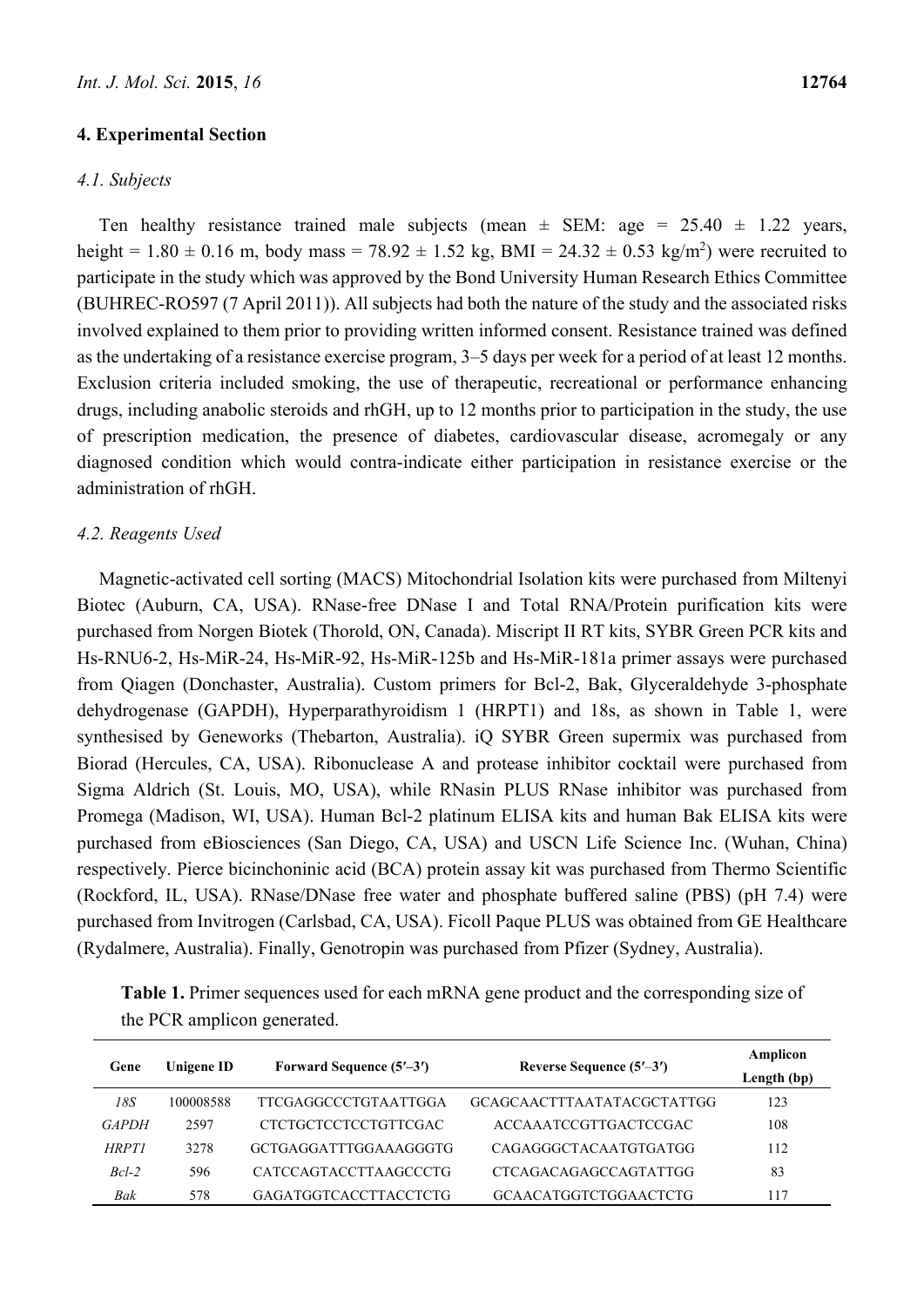## 4. Experimental Section

### 4.1. Subjects

Ten healthy resistance trained male subjects (mean ± SEM: age = 25.40 ± 1.22 years, height = 1.80 ± 0.16 m, body mass = 78.92 ± 1.52 kg, BMI = 24.32 ± 0.53 kg/m$^2$) were recruited to participate in the study which was approved by the Bond University Human Research Ethics Committee (BUHREC-RO597 (7 April 2011)). All subjects had both the nature of the study and the associated risks involved explained to them prior to providing written informed consent. Resistance trained was defined as the undertaking of a resistance exercise program, 3–5 days per week for a period of at least 12 months. Exclusion criteria included smoking, the use of therapeutic, recreational or performance enhancing drugs, including anabolic steroids and rhGH, up to 12 months prior to participation in the study, the use of prescription medication, the presence of diabetes, cardiovascular disease, acromegaly or any diagnosed condition which would contra-indicate either participation in resistance exercise or the administration of rhGH.

### 4.2. Reagents Used

Magnetic-activated cell sorting (MACS) Mitochondrial Isolation kits were purchased from Miltenyi Biotec (Auburn, CA, USA). RNase-free DNase I and Total RNA/Protein purification kits were purchased from Norgen Biotek (Thorold, ON, Canada). Miscript II RT kits, SYBR Green PCR kits and Hs-RNU6-2, Hs-MiR-24, Hs-MiR-92, Hs-MiR-125b and Hs-MiR-181a primer assays were purchased from Qiagen (Donchaster, Australia). Custom primers for Bcl-2, Bak, Glyceraldehyde 3-phosphate dehydrogenase (GAPDH), Hyperparathyroidism 1 (HRPT1) and 18s, as shown in Table 1, were synthesised by Geneworks (Thebarton, Australia). iQ SYBR Green supermix was purchased from Biorad (Hercules, CA, USA). Ribonuclease A and protease inhibitor cocktail were purchased from Sigma Aldrich (St. Louis, MO, USA), while RNasin PLUS RNase inhibitor was purchased from Promega (Madison, WI, USA). Human Bcl-2 platinum ELISA kits and human Bak ELISA kits were purchased from eBiosciences (San Diego, CA, USA) and USCN Life Science Inc. (Wuhan, China) respectively. Pierce bicinchoninic acid (BCA) protein assay kit was purchased from Thermo Scientific (Rockford, IL, USA). RNase/DNase free water and phosphate buffered saline (PBS) (pH 7.4) were purchased from Invitrogen (Carlsbad, CA, USA). Ficoll Paque PLUS was obtained from GE Healthcare (Rydalmere, Australia). Finally, Genotropin was purchased from Pfizer (Sydney, Australia).

**Table 1.** Primer sequences used for each mRNA gene product and the corresponding size of the PCR amplicon generated.

| Gene | Unigene ID | Forward Sequence (5′–3′) | Reverse Sequence (5′–3′) | Amplicon Length (bp) |
|---|---|---|---|---|
| *18S* | 100008588 | TTCGAGGCCCTGTAATTGGA | GCAGCAACTTTAATATACGCTATTGG | 123 |
| *GAPDH* | 2597 | CTCTGCTCCTCCTGTTCGAC | ACCAAATCCGTTGACTCCGAC | 108 |
| *HRPT1* | 3278 | GCTGAGGATTTGGAAAGGGTG | CAGAGGGCTACAATGTGATGG | 112 |
| *Bcl-2* | 596 | CATCCAGTACCTTAAGCCCTG | CTCAGACAGAGCCAGTATTGG | 83 |
| *Bak* | 578 | GAGATGGTCACCTTACCTCTG | GCAACATGGTCTGGAACTCTG | 117 |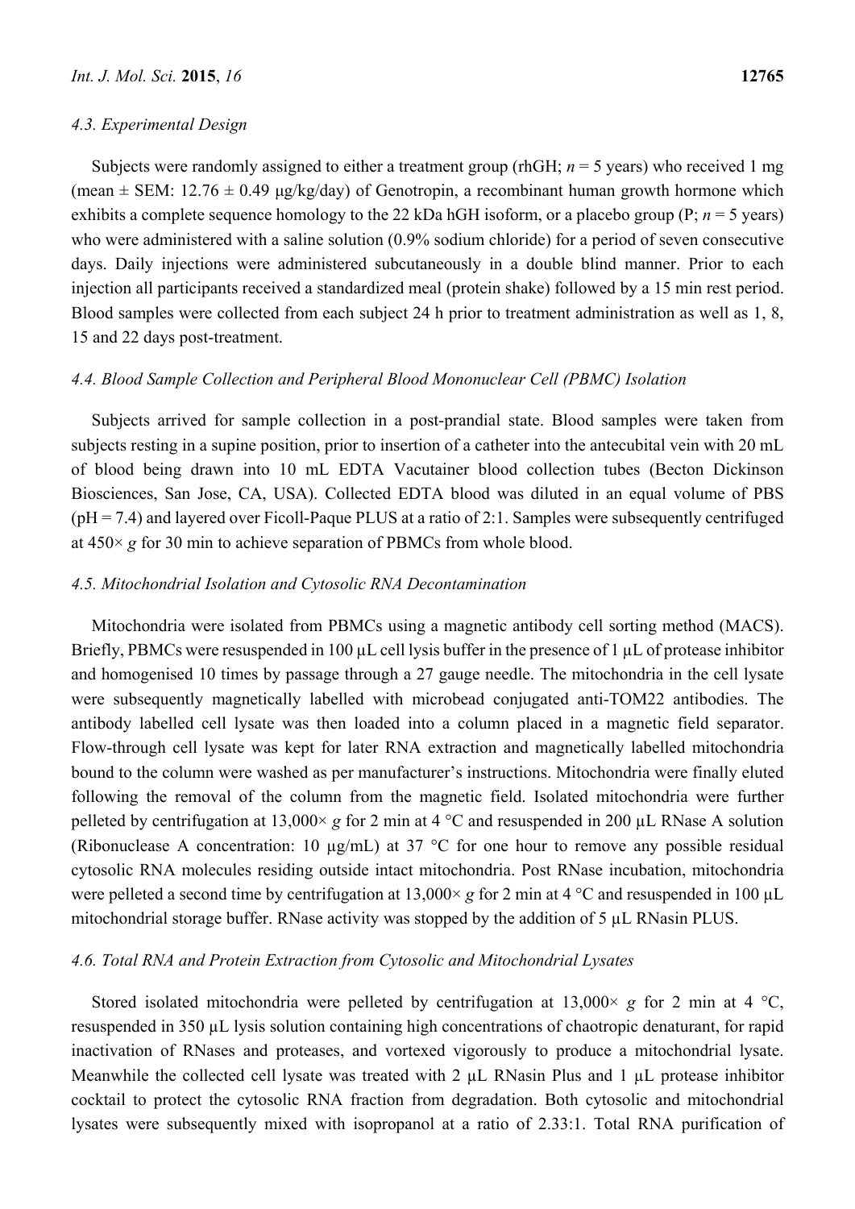### 4.3. Experimental Design

Subjects were randomly assigned to either a treatment group (rhGH; $n = 5$ years) who received 1 mg (mean ± SEM: 12.76 ± 0.49 μg/kg/day) of Genotropin, a recombinant human growth hormone which exhibits a complete sequence homology to the 22 kDa hGH isoform, or a placebo group (P; $n = 5$ years) who were administered with a saline solution (0.9% sodium chloride) for a period of seven consecutive days. Daily injections were administered subcutaneously in a double blind manner. Prior to each injection all participants received a standardized meal (protein shake) followed by a 15 min rest period. Blood samples were collected from each subject 24 h prior to treatment administration as well as 1, 8, 15 and 22 days post-treatment.

### 4.4. Blood Sample Collection and Peripheral Blood Mononuclear Cell (PBMC) Isolation

Subjects arrived for sample collection in a post-prandial state. Blood samples were taken from subjects resting in a supine position, prior to insertion of a catheter into the antecubital vein with 20 mL of blood being drawn into 10 mL EDTA Vacutainer blood collection tubes (Becton Dickinson Biosciences, San Jose, CA, USA). Collected EDTA blood was diluted in an equal volume of PBS (pH = 7.4) and layered over Ficoll-Paque PLUS at a ratio of 2:1. Samples were subsequently centrifuged at 450× *g* for 30 min to achieve separation of PBMCs from whole blood.

### 4.5. Mitochondrial Isolation and Cytosolic RNA Decontamination

Mitochondria were isolated from PBMCs using a magnetic antibody cell sorting method (MACS). Briefly, PBMCs were resuspended in 100 μL cell lysis buffer in the presence of 1 μL of protease inhibitor and homogenised 10 times by passage through a 27 gauge needle. The mitochondria in the cell lysate were subsequently magnetically labelled with microbead conjugated anti-TOM22 antibodies. The antibody labelled cell lysate was then loaded into a column placed in a magnetic field separator. Flow-through cell lysate was kept for later RNA extraction and magnetically labelled mitochondria bound to the column were washed as per manufacturer's instructions. Mitochondria were finally eluted following the removal of the column from the magnetic field. Isolated mitochondria were further pelleted by centrifugation at 13,000× *g* for 2 min at 4 °C and resuspended in 200 μL RNase A solution (Ribonuclease A concentration: 10 μg/mL) at 37 °C for one hour to remove any possible residual cytosolic RNA molecules residing outside intact mitochondria. Post RNase incubation, mitochondria were pelleted a second time by centrifugation at 13,000× *g* for 2 min at 4 °C and resuspended in 100 μL mitochondrial storage buffer. RNase activity was stopped by the addition of 5 μL RNasin PLUS.

### 4.6. Total RNA and Protein Extraction from Cytosolic and Mitochondrial Lysates

Stored isolated mitochondria were pelleted by centrifugation at 13,000× *g* for 2 min at 4 °C, resuspended in 350 μL lysis solution containing high concentrations of chaotropic denaturant, for rapid inactivation of RNases and proteases, and vortexed vigorously to produce a mitochondrial lysate. Meanwhile the collected cell lysate was treated with 2 μL RNasin Plus and 1 μL protease inhibitor cocktail to protect the cytosolic RNA fraction from degradation. Both cytosolic and mitochondrial lysates were subsequently mixed with isopropanol at a ratio of 2.33:1. Total RNA purification of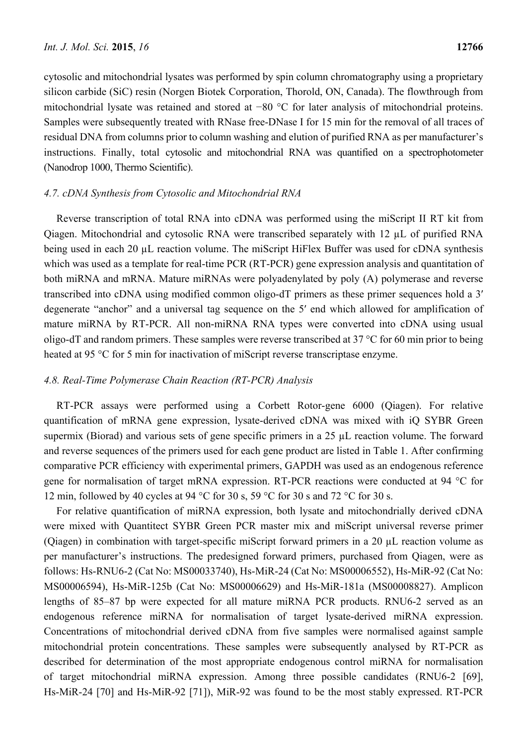cytosolic and mitochondrial lysates was performed by spin column chromatography using a proprietary silicon carbide (SiC) resin (Norgen Biotek Corporation, Thorold, ON, Canada). The flowthrough from mitochondrial lysate was retained and stored at −80 °C for later analysis of mitochondrial proteins. Samples were subsequently treated with RNase free-DNase I for 15 min for the removal of all traces of residual DNA from columns prior to column washing and elution of purified RNA as per manufacturer's instructions. Finally, total cytosolic and mitochondrial RNA was quantified on a spectrophotometer (Nanodrop 1000, Thermo Scientific).

### *4.7. cDNA Synthesis from Cytosolic and Mitochondrial RNA*

Reverse transcription of total RNA into cDNA was performed using the miScript II RT kit from Qiagen. Mitochondrial and cytosolic RNA were transcribed separately with 12 µL of purified RNA being used in each 20 µL reaction volume. The miScript HiFlex Buffer was used for cDNA synthesis which was used as a template for real-time PCR (RT-PCR) gene expression analysis and quantitation of both miRNA and mRNA. Mature miRNAs were polyadenylated by poly (A) polymerase and reverse transcribed into cDNA using modified common oligo-dT primers as these primer sequences hold a 3′ degenerate "anchor" and a universal tag sequence on the 5′ end which allowed for amplification of mature miRNA by RT-PCR. All non-miRNA RNA types were converted into cDNA using usual oligo-dT and random primers. These samples were reverse transcribed at 37 °C for 60 min prior to being heated at 95 °C for 5 min for inactivation of miScript reverse transcriptase enzyme.

### *4.8. Real-Time Polymerase Chain Reaction (RT-PCR) Analysis*

RT-PCR assays were performed using a Corbett Rotor-gene 6000 (Qiagen). For relative quantification of mRNA gene expression, lysate-derived cDNA was mixed with iQ SYBR Green supermix (Biorad) and various sets of gene specific primers in a 25 µL reaction volume. The forward and reverse sequences of the primers used for each gene product are listed in Table 1. After confirming comparative PCR efficiency with experimental primers, GAPDH was used as an endogenous reference gene for normalisation of target mRNA expression. RT-PCR reactions were conducted at 94 °C for 12 min, followed by 40 cycles at 94 °C for 30 s, 59 °C for 30 s and 72 °C for 30 s.

For relative quantification of miRNA expression, both lysate and mitochondrially derived cDNA were mixed with Quantitect SYBR Green PCR master mix and miScript universal reverse primer (Qiagen) in combination with target-specific miScript forward primers in a 20 µL reaction volume as per manufacturer's instructions. The predesigned forward primers, purchased from Qiagen, were as follows: Hs-RNU6-2 (Cat No: MS00033740), Hs-MiR-24 (Cat No: MS00006552), Hs-MiR-92 (Cat No: MS00006594), Hs-MiR-125b (Cat No: MS00006629) and Hs-MiR-181a (MS00008827). Amplicon lengths of 85–87 bp were expected for all mature miRNA PCR products. RNU6-2 served as an endogenous reference miRNA for normalisation of target lysate-derived miRNA expression. Concentrations of mitochondrial derived cDNA from five samples were normalised against sample mitochondrial protein concentrations. These samples were subsequently analysed by RT-PCR as described for determination of the most appropriate endogenous control miRNA for normalisation of target mitochondrial miRNA expression. Among three possible candidates (RNU6-2 [69], Hs-MiR-24 [70] and Hs-MiR-92 [71]), MiR-92 was found to be the most stably expressed. RT-PCR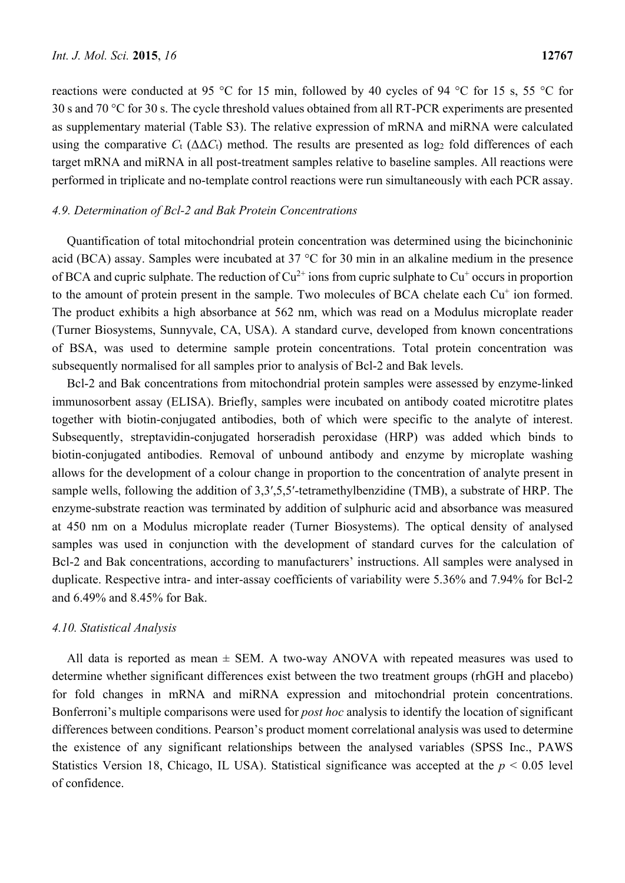reactions were conducted at 95 °C for 15 min, followed by 40 cycles of 94 °C for 15 s, 55 °C for 30 s and 70 °C for 30 s. The cycle threshold values obtained from all RT-PCR experiments are presented as supplementary material (Table S3). The relative expression of mRNA and miRNA were calculated using the comparative $C_t$ ($\Delta\Delta C_t$) method. The results are presented as $\log_2$ fold differences of each target mRNA and miRNA in all post-treatment samples relative to baseline samples. All reactions were performed in triplicate and no-template control reactions were run simultaneously with each PCR assay.

### 4.9. Determination of Bcl-2 and Bak Protein Concentrations

Quantification of total mitochondrial protein concentration was determined using the bicinchoninic acid (BCA) assay. Samples were incubated at 37 °C for 30 min in an alkaline medium in the presence of BCA and cupric sulphate. The reduction of $Cu^{2+}$ ions from cupric sulphate to $Cu^{+}$ occurs in proportion to the amount of protein present in the sample. Two molecules of BCA chelate each $Cu^{+}$ ion formed. The product exhibits a high absorbance at 562 nm, which was read on a Modulus microplate reader (Turner Biosystems, Sunnyvale, CA, USA). A standard curve, developed from known concentrations of BSA, was used to determine sample protein concentrations. Total protein concentration was subsequently normalised for all samples prior to analysis of Bcl-2 and Bak levels.

Bcl-2 and Bak concentrations from mitochondrial protein samples were assessed by enzyme-linked immunosorbent assay (ELISA). Briefly, samples were incubated on antibody coated microtitre plates together with biotin-conjugated antibodies, both of which were specific to the analyte of interest. Subsequently, streptavidin-conjugated horseradish peroxidase (HRP) was added which binds to biotin-conjugated antibodies. Removal of unbound antibody and enzyme by microplate washing allows for the development of a colour change in proportion to the concentration of analyte present in sample wells, following the addition of 3,3′,5,5′-tetramethylbenzidine (TMB), a substrate of HRP. The enzyme-substrate reaction was terminated by addition of sulphuric acid and absorbance was measured at 450 nm on a Modulus microplate reader (Turner Biosystems). The optical density of analysed samples was used in conjunction with the development of standard curves for the calculation of Bcl-2 and Bak concentrations, according to manufacturers' instructions. All samples were analysed in duplicate. Respective intra- and inter-assay coefficients of variability were 5.36% and 7.94% for Bcl-2 and 6.49% and 8.45% for Bak.

### 4.10. Statistical Analysis

All data is reported as mean ± SEM. A two-way ANOVA with repeated measures was used to determine whether significant differences exist between the two treatment groups (rhGH and placebo) for fold changes in mRNA and miRNA expression and mitochondrial protein concentrations. Bonferroni's multiple comparisons were used for *post hoc* analysis to identify the location of significant differences between conditions. Pearson's product moment correlational analysis was used to determine the existence of any significant relationships between the analysed variables (SPSS Inc., PAWS Statistics Version 18, Chicago, IL USA). Statistical significance was accepted at the $p < 0.05$ level of confidence.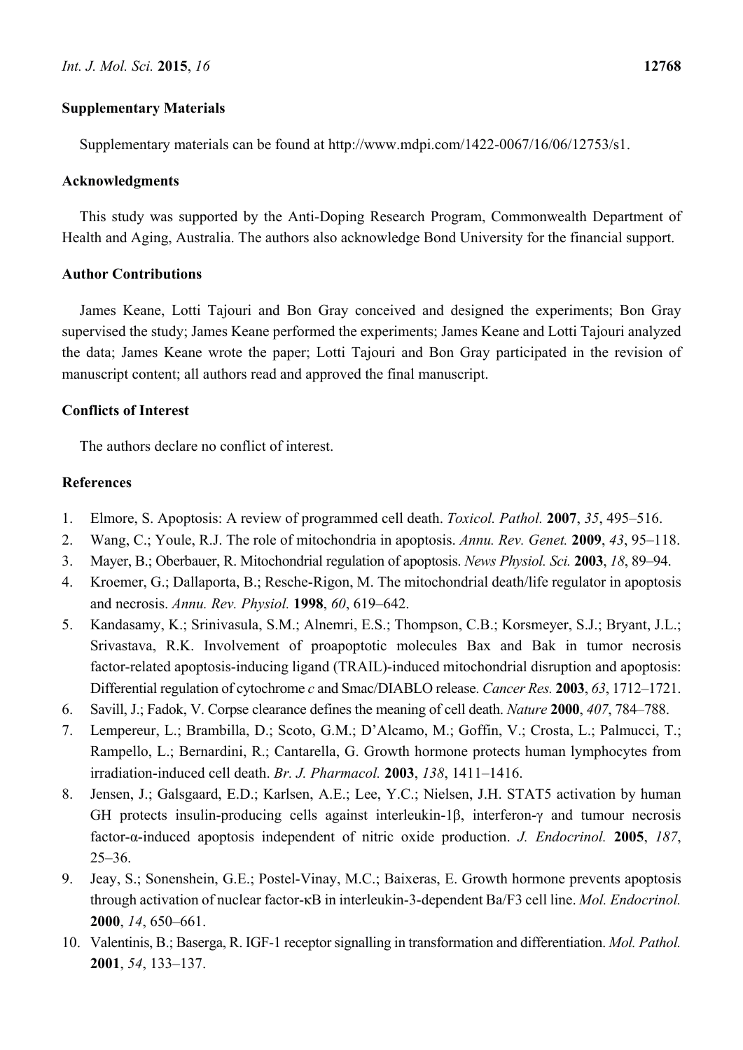## Supplementary Materials

Supplementary materials can be found at http://www.mdpi.com/1422-0067/16/06/12753/s1.

## Acknowledgments

This study was supported by the Anti-Doping Research Program, Commonwealth Department of Health and Aging, Australia. The authors also acknowledge Bond University for the financial support.

## Author Contributions

James Keane, Lotti Tajouri and Bon Gray conceived and designed the experiments; Bon Gray supervised the study; James Keane performed the experiments; James Keane and Lotti Tajouri analyzed the data; James Keane wrote the paper; Lotti Tajouri and Bon Gray participated in the revision of manuscript content; all authors read and approved the final manuscript.

## Conflicts of Interest

The authors declare no conflict of interest.

## References

1. Elmore, S. Apoptosis: A review of programmed cell death. *Toxicol. Pathol.* **2007**, *35*, 495–516.
2. Wang, C.; Youle, R.J. The role of mitochondria in apoptosis. *Annu. Rev. Genet.* **2009**, *43*, 95–118.
3. Mayer, B.; Oberbauer, R. Mitochondrial regulation of apoptosis. *News Physiol. Sci.* **2003**, *18*, 89–94.
4. Kroemer, G.; Dallaporta, B.; Resche-Rigon, M. The mitochondrial death/life regulator in apoptosis and necrosis. *Annu. Rev. Physiol.* **1998**, *60*, 619–642.
5. Kandasamy, K.; Srinivasula, S.M.; Alnemri, E.S.; Thompson, C.B.; Korsmeyer, S.J.; Bryant, J.L.; Srivastava, R.K. Involvement of proapoptotic molecules Bax and Bak in tumor necrosis factor-related apoptosis-inducing ligand (TRAIL)-induced mitochondrial disruption and apoptosis: Differential regulation of cytochrome *c* and Smac/DIABLO release. *Cancer Res.* **2003**, *63*, 1712–1721.
6. Savill, J.; Fadok, V. Corpse clearance defines the meaning of cell death. *Nature* **2000**, *407*, 784–788.
7. Lempereur, L.; Brambilla, D.; Scoto, G.M.; D'Alcamo, M.; Goffin, V.; Crosta, L.; Palmucci, T.; Rampello, L.; Bernardini, R.; Cantarella, G. Growth hormone protects human lymphocytes from irradiation-induced cell death. *Br. J. Pharmacol.* **2003**, *138*, 1411–1416.
8. Jensen, J.; Galsgaard, E.D.; Karlsen, A.E.; Lee, Y.C.; Nielsen, J.H. STAT5 activation by human GH protects insulin-producing cells against interleukin-1β, interferon-γ and tumour necrosis factor-α-induced apoptosis independent of nitric oxide production. *J. Endocrinol.* **2005**, *187*, 25–36.
9. Jeay, S.; Sonenshein, G.E.; Postel-Vinay, M.C.; Baixeras, E. Growth hormone prevents apoptosis through activation of nuclear factor-κB in interleukin-3-dependent Ba/F3 cell line. *Mol. Endocrinol.* **2000**, *14*, 650–661.
10. Valentinis, B.; Baserga, R. IGF-1 receptor signalling in transformation and differentiation. *Mol. Pathol.* **2001**, *54*, 133–137.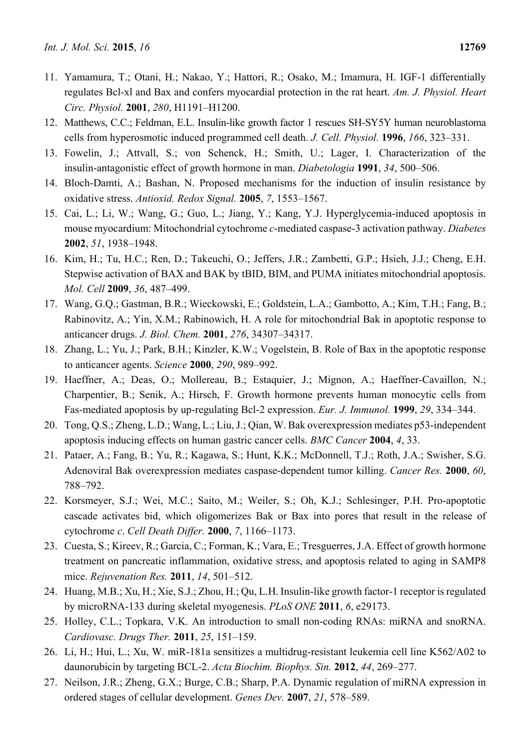11. Yamamura, T.; Otani, H.; Nakao, Y.; Hattori, R.; Osako, M.; Imamura, H. IGF-1 differentially regulates Bcl-xl and Bax and confers myocardial protection in the rat heart. *Am. J. Physiol. Heart Circ. Physiol.* **2001**, *280*, H1191–H1200.
12. Matthews, C.C.; Feldman, E.L. Insulin-like growth factor 1 rescues SH-SY5Y human neuroblastoma cells from hyperosmotic induced programmed cell death. *J. Cell. Physiol.* **1996**, *166*, 323–331.
13. Fowelin, J.; Attvall, S.; von Schenck, H.; Smith, U.; Lager, I. Characterization of the insulin-antagonistic effect of growth hormone in man. *Diabetologia* **1991**, *34*, 500–506.
14. Bloch-Damti, A.; Bashan, N. Proposed mechanisms for the induction of insulin resistance by oxidative stress. *Antioxid. Redox Signal.* **2005**, *7*, 1553–1567.
15. Cai, L.; Li, W.; Wang, G.; Guo, L.; Jiang, Y.; Kang, Y.J. Hyperglycemia-induced apoptosis in mouse myocardium: Mitochondrial cytochrome *c*-mediated caspase-3 activation pathway. *Diabetes* **2002**, *51*, 1938–1948.
16. Kim, H.; Tu, H.C.; Ren, D.; Takeuchi, O.; Jeffers, J.R.; Zambetti, G.P.; Hsieh, J.J.; Cheng, E.H. Stepwise activation of BAX and BAK by tBID, BIM, and PUMA initiates mitochondrial apoptosis. *Mol. Cell* **2009**, *36*, 487–499.
17. Wang, G.Q.; Gastman, B.R.; Wieckowski, E.; Goldstein, L.A.; Gambotto, A.; Kim, T.H.; Fang, B.; Rabinovitz, A.; Yin, X.M.; Rabinowich, H. A role for mitochondrial Bak in apoptotic response to anticancer drugs. *J. Biol. Chem.* **2001**, *276*, 34307–34317.
18. Zhang, L.; Yu, J.; Park, B.H.; Kinzler, K.W.; Vogelstein, B. Role of Bax in the apoptotic response to anticancer agents. *Science* **2000**, *290*, 989–992.
19. Haeffner, A.; Deas, O.; Mollereau, B.; Estaquier, J.; Mignon, A.; Haeffner-Cavaillon, N.; Charpentier, B.; Senik, A.; Hirsch, F. Growth hormone prevents human monocytic cells from Fas-mediated apoptosis by up-regulating Bcl-2 expression. *Eur. J. Immunol.* **1999**, *29*, 334–344.
20. Tong, Q.S.; Zheng, L.D.; Wang, L.; Liu, J.; Qian, W. Bak overexpression mediates p53-independent apoptosis inducing effects on human gastric cancer cells. *BMC Cancer* **2004**, *4*, 33.
21. Pataer, A.; Fang, B.; Yu, R.; Kagawa, S.; Hunt, K.K.; McDonnell, T.J.; Roth, J.A.; Swisher, S.G. Adenoviral Bak overexpression mediates caspase-dependent tumor killing. *Cancer Res.* **2000**, *60*, 788–792.
22. Korsmeyer, S.J.; Wei, M.C.; Saito, M.; Weiler, S.; Oh, K.J.; Schlesinger, P.H. Pro-apoptotic cascade activates bid, which oligomerizes Bak or Bax into pores that result in the release of cytochrome *c*. *Cell Death Differ.* **2000**, *7*, 1166–1173.
23. Cuesta, S.; Kireev, R.; Garcia, C.; Forman, K.; Vara, E.; Tresguerres, J.A. Effect of growth hormone treatment on pancreatic inflammation, oxidative stress, and apoptosis related to aging in SAMP8 mice. *Rejuvenation Res.* **2011**, *14*, 501–512.
24. Huang, M.B.; Xu, H.; Xie, S.J.; Zhou, H.; Qu, L.H. Insulin-like growth factor-1 receptor is regulated by microRNA-133 during skeletal myogenesis. *PLoS ONE* **2011**, *6*, e29173.
25. Holley, C.L.; Topkara, V.K. An introduction to small non-coding RNAs: miRNA and snoRNA. *Cardiovasc. Drugs Ther.* **2011**, *25*, 151–159.
26. Li, H.; Hui, L.; Xu, W. miR-181a sensitizes a multidrug-resistant leukemia cell line K562/A02 to daunorubicin by targeting BCL-2. *Acta Biochim. Biophys. Sin.* **2012**, *44*, 269–277.
27. Neilson, J.R.; Zheng, G.X.; Burge, C.B.; Sharp, P.A. Dynamic regulation of miRNA expression in ordered stages of cellular development. *Genes Dev.* **2007**, *21*, 578–589.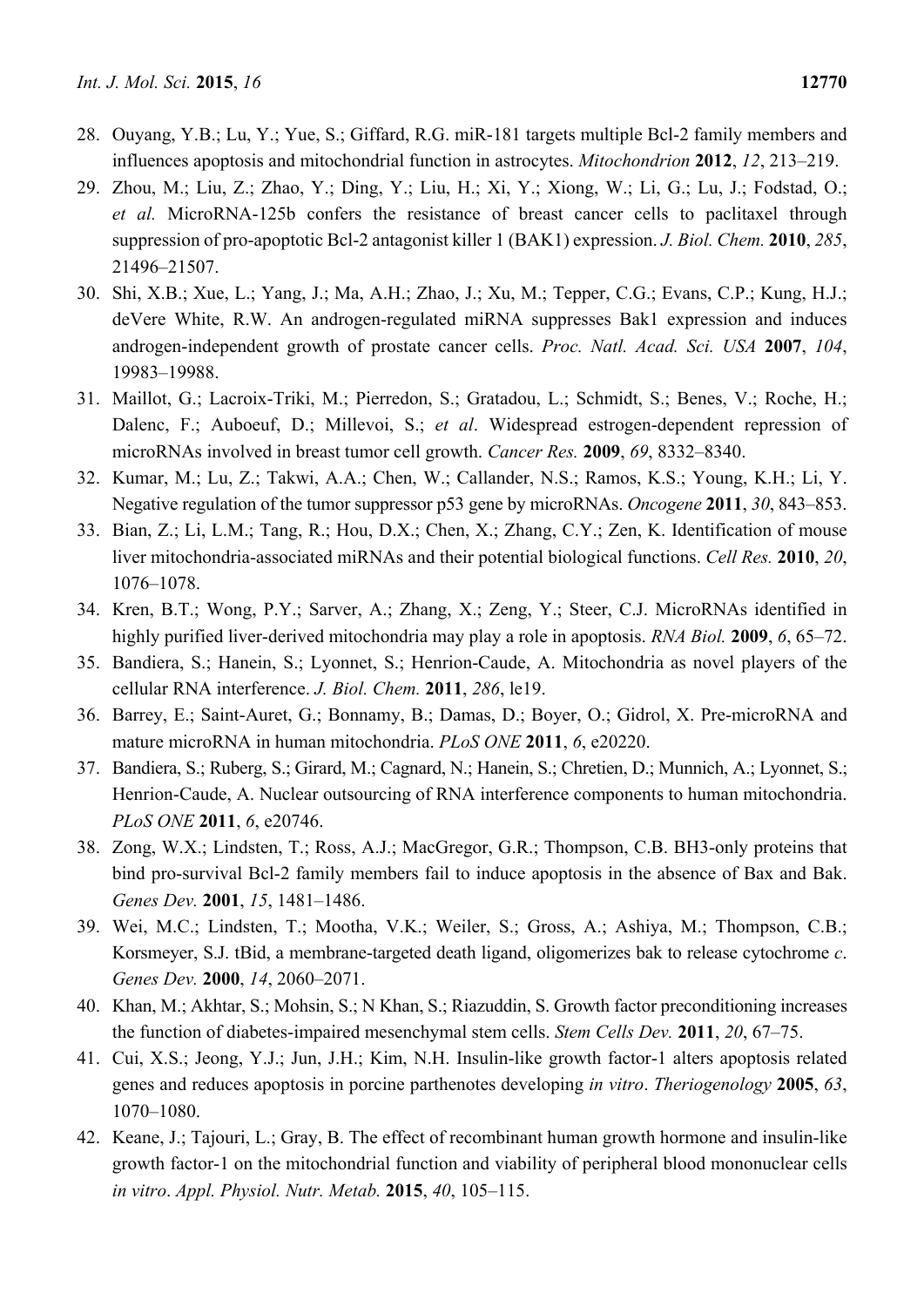28. Ouyang, Y.B.; Lu, Y.; Yue, S.; Giffard, R.G. miR-181 targets multiple Bcl-2 family members and influences apoptosis and mitochondrial function in astrocytes. *Mitochondrion* **2012**, *12*, 213–219.
29. Zhou, M.; Liu, Z.; Zhao, Y.; Ding, Y.; Liu, H.; Xi, Y.; Xiong, W.; Li, G.; Lu, J.; Fodstad, O.; *et al.* MicroRNA-125b confers the resistance of breast cancer cells to paclitaxel through suppression of pro-apoptotic Bcl-2 antagonist killer 1 (BAK1) expression. *J. Biol. Chem.* **2010**, *285*, 21496–21507.
30. Shi, X.B.; Xue, L.; Yang, J.; Ma, A.H.; Zhao, J.; Xu, M.; Tepper, C.G.; Evans, C.P.; Kung, H.J.; deVere White, R.W. An androgen-regulated miRNA suppresses Bak1 expression and induces androgen-independent growth of prostate cancer cells. *Proc. Natl. Acad. Sci. USA* **2007**, *104*, 19983–19988.
31. Maillot, G.; Lacroix-Triki, M.; Pierredon, S.; Gratadou, L.; Schmidt, S.; Benes, V.; Roche, H.; Dalenc, F.; Auboeuf, D.; Millevoi, S.; *et al*. Widespread estrogen-dependent repression of microRNAs involved in breast tumor cell growth. *Cancer Res.* **2009**, *69*, 8332–8340.
32. Kumar, M.; Lu, Z.; Takwi, A.A.; Chen, W.; Callander, N.S.; Ramos, K.S.; Young, K.H.; Li, Y. Negative regulation of the tumor suppressor p53 gene by microRNAs. *Oncogene* **2011**, *30*, 843–853.
33. Bian, Z.; Li, L.M.; Tang, R.; Hou, D.X.; Chen, X.; Zhang, C.Y.; Zen, K. Identification of mouse liver mitochondria-associated miRNAs and their potential biological functions. *Cell Res.* **2010**, *20*, 1076–1078.
34. Kren, B.T.; Wong, P.Y.; Sarver, A.; Zhang, X.; Zeng, Y.; Steer, C.J. MicroRNAs identified in highly purified liver-derived mitochondria may play a role in apoptosis. *RNA Biol.* **2009**, *6*, 65–72.
35. Bandiera, S.; Hanein, S.; Lyonnet, S.; Henrion-Caude, A. Mitochondria as novel players of the cellular RNA interference. *J. Biol. Chem.* **2011**, *286*, le19.
36. Barrey, E.; Saint-Auret, G.; Bonnamy, B.; Damas, D.; Boyer, O.; Gidrol, X. Pre-microRNA and mature microRNA in human mitochondria. *PLoS ONE* **2011**, *6*, e20220.
37. Bandiera, S.; Ruberg, S.; Girard, M.; Cagnard, N.; Hanein, S.; Chretien, D.; Munnich, A.; Lyonnet, S.; Henrion-Caude, A. Nuclear outsourcing of RNA interference components to human mitochondria. *PLoS ONE* **2011**, *6*, e20746.
38. Zong, W.X.; Lindsten, T.; Ross, A.J.; MacGregor, G.R.; Thompson, C.B. BH3-only proteins that bind pro-survival Bcl-2 family members fail to induce apoptosis in the absence of Bax and Bak. *Genes Dev.* **2001**, *15*, 1481–1486.
39. Wei, M.C.; Lindsten, T.; Mootha, V.K.; Weiler, S.; Gross, A.; Ashiya, M.; Thompson, C.B.; Korsmeyer, S.J. tBid, a membrane-targeted death ligand, oligomerizes bak to release cytochrome *c*. *Genes Dev.* **2000**, *14*, 2060–2071.
40. Khan, M.; Akhtar, S.; Mohsin, S.; N Khan, S.; Riazuddin, S. Growth factor preconditioning increases the function of diabetes-impaired mesenchymal stem cells. *Stem Cells Dev.* **2011**, *20*, 67–75.
41. Cui, X.S.; Jeong, Y.J.; Jun, J.H.; Kim, N.H. Insulin-like growth factor-1 alters apoptosis related genes and reduces apoptosis in porcine parthenotes developing *in vitro*. *Theriogenology* **2005**, *63*, 1070–1080.
42. Keane, J.; Tajouri, L.; Gray, B. The effect of recombinant human growth hormone and insulin-like growth factor-1 on the mitochondrial function and viability of peripheral blood mononuclear cells *in vitro*. *Appl. Physiol. Nutr. Metab.* **2015**, *40*, 105–115.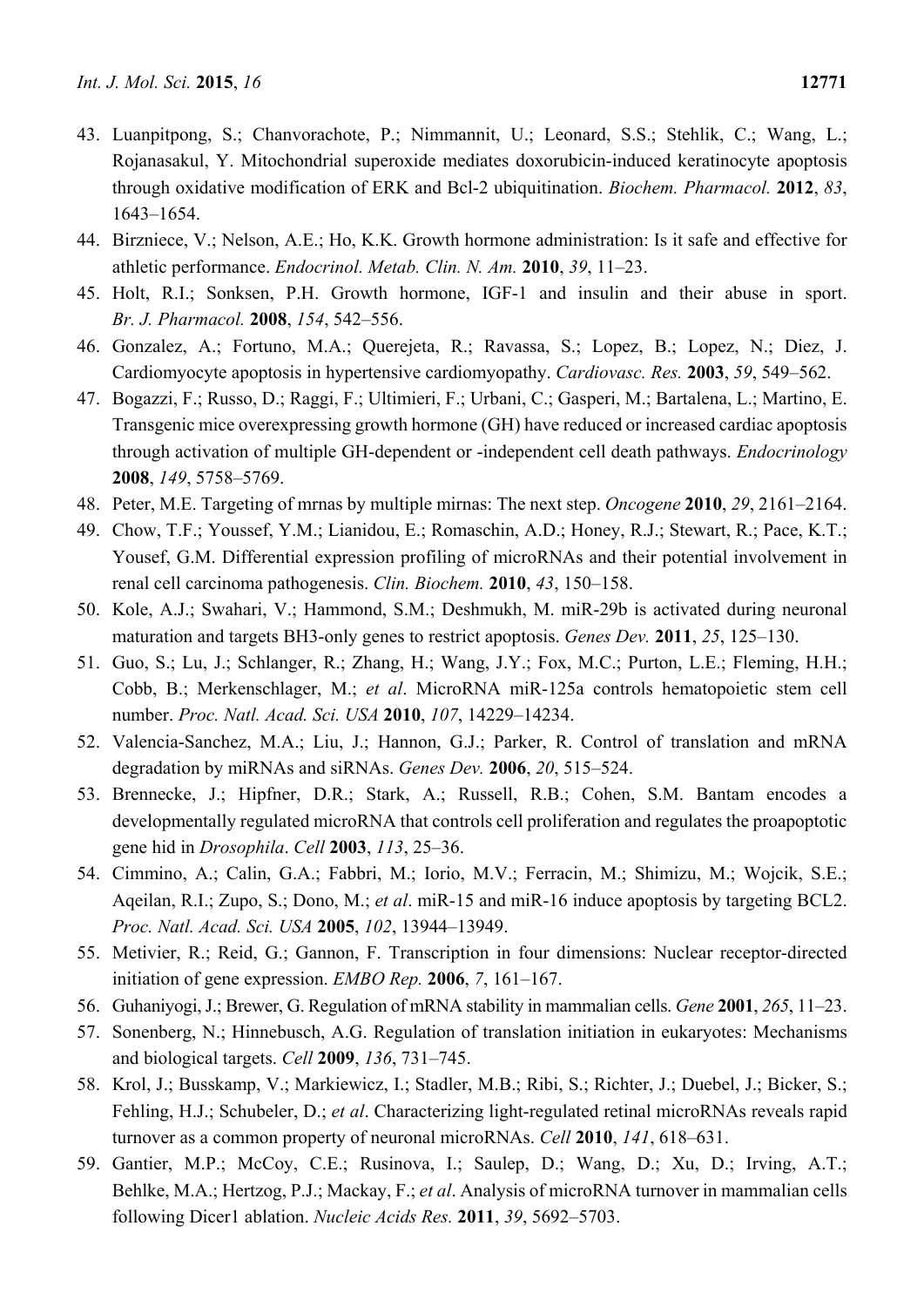43. Luanpitpong, S.; Chanvorachote, P.; Nimmannit, U.; Leonard, S.S.; Stehlik, C.; Wang, L.; Rojanasakul, Y. Mitochondrial superoxide mediates doxorubicin-induced keratinocyte apoptosis through oxidative modification of ERK and Bcl-2 ubiquitination. *Biochem. Pharmacol.* **2012**, *83*, 1643–1654.
44. Birzniece, V.; Nelson, A.E.; Ho, K.K. Growth hormone administration: Is it safe and effective for athletic performance. *Endocrinol. Metab. Clin. N. Am.* **2010**, *39*, 11–23.
45. Holt, R.I.; Sonksen, P.H. Growth hormone, IGF-1 and insulin and their abuse in sport. *Br. J. Pharmacol.* **2008**, *154*, 542–556.
46. Gonzalez, A.; Fortuno, M.A.; Querejeta, R.; Ravassa, S.; Lopez, B.; Lopez, N.; Diez, J. Cardiomyocyte apoptosis in hypertensive cardiomyopathy. *Cardiovasc. Res.* **2003**, *59*, 549–562.
47. Bogazzi, F.; Russo, D.; Raggi, F.; Ultimieri, F.; Urbani, C.; Gasperi, M.; Bartalena, L.; Martino, E. Transgenic mice overexpressing growth hormone (GH) have reduced or increased cardiac apoptosis through activation of multiple GH-dependent or -independent cell death pathways. *Endocrinology* **2008**, *149*, 5758–5769.
48. Peter, M.E. Targeting of mrnas by multiple mirnas: The next step. *Oncogene* **2010**, *29*, 2161–2164.
49. Chow, T.F.; Youssef, Y.M.; Lianidou, E.; Romaschin, A.D.; Honey, R.J.; Stewart, R.; Pace, K.T.; Yousef, G.M. Differential expression profiling of microRNAs and their potential involvement in renal cell carcinoma pathogenesis. *Clin. Biochem.* **2010**, *43*, 150–158.
50. Kole, A.J.; Swahari, V.; Hammond, S.M.; Deshmukh, M. miR-29b is activated during neuronal maturation and targets BH3-only genes to restrict apoptosis. *Genes Dev.* **2011**, *25*, 125–130.
51. Guo, S.; Lu, J.; Schlanger, R.; Zhang, H.; Wang, J.Y.; Fox, M.C.; Purton, L.E.; Fleming, H.H.; Cobb, B.; Merkenschlager, M.; *et al*. MicroRNA miR-125a controls hematopoietic stem cell number. *Proc. Natl. Acad. Sci. USA* **2010**, *107*, 14229–14234.
52. Valencia-Sanchez, M.A.; Liu, J.; Hannon, G.J.; Parker, R. Control of translation and mRNA degradation by miRNAs and siRNAs. *Genes Dev.* **2006**, *20*, 515–524.
53. Brennecke, J.; Hipfner, D.R.; Stark, A.; Russell, R.B.; Cohen, S.M. Bantam encodes a developmentally regulated microRNA that controls cell proliferation and regulates the proapoptotic gene hid in *Drosophila*. *Cell* **2003**, *113*, 25–36.
54. Cimmino, A.; Calin, G.A.; Fabbri, M.; Iorio, M.V.; Ferracin, M.; Shimizu, M.; Wojcik, S.E.; Aqeilan, R.I.; Zupo, S.; Dono, M.; *et al*. miR-15 and miR-16 induce apoptosis by targeting BCL2. *Proc. Natl. Acad. Sci. USA* **2005**, *102*, 13944–13949.
55. Metivier, R.; Reid, G.; Gannon, F. Transcription in four dimensions: Nuclear receptor-directed initiation of gene expression. *EMBO Rep.* **2006**, *7*, 161–167.
56. Guhaniyogi, J.; Brewer, G. Regulation of mRNA stability in mammalian cells. *Gene* **2001**, *265*, 11–23.
57. Sonenberg, N.; Hinnebusch, A.G. Regulation of translation initiation in eukaryotes: Mechanisms and biological targets. *Cell* **2009**, *136*, 731–745.
58. Krol, J.; Busskamp, V.; Markiewicz, I.; Stadler, M.B.; Ribi, S.; Richter, J.; Duebel, J.; Bicker, S.; Fehling, H.J.; Schubeler, D.; *et al*. Characterizing light-regulated retinal microRNAs reveals rapid turnover as a common property of neuronal microRNAs. *Cell* **2010**, *141*, 618–631.
59. Gantier, M.P.; McCoy, C.E.; Rusinova, I.; Saulep, D.; Wang, D.; Xu, D.; Irving, A.T.; Behlke, M.A.; Hertzog, P.J.; Mackay, F.; *et al*. Analysis of microRNA turnover in mammalian cells following Dicer1 ablation. *Nucleic Acids Res.* **2011**, *39*, 5692–5703.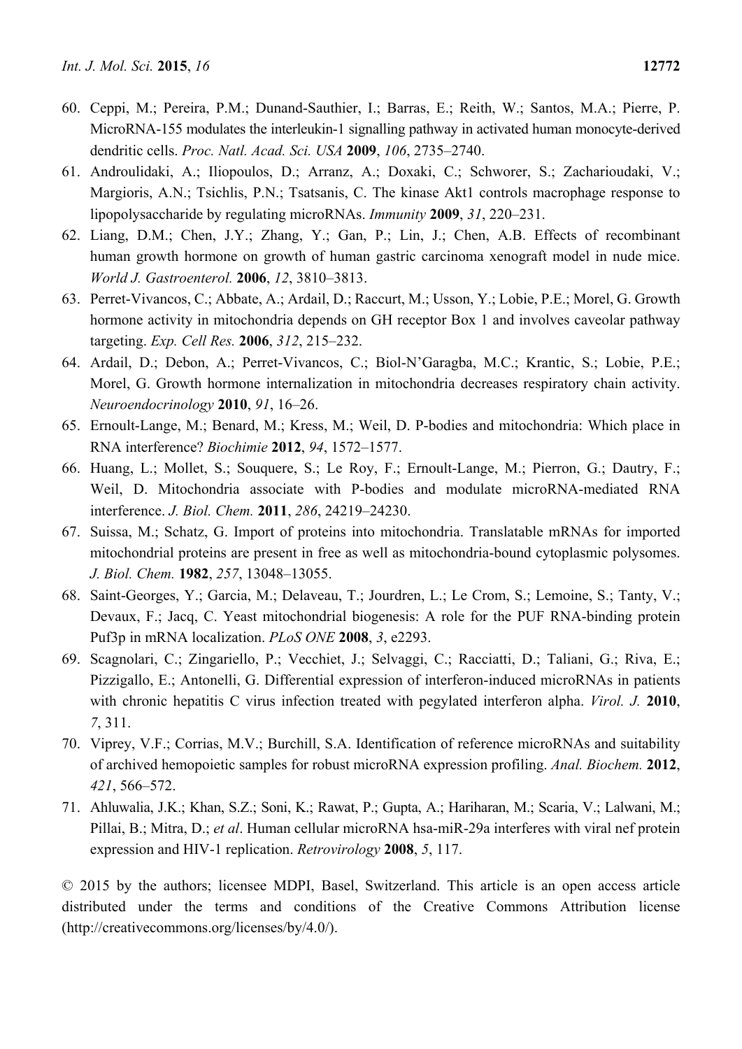60. Ceppi, M.; Pereira, P.M.; Dunand-Sauthier, I.; Barras, E.; Reith, W.; Santos, M.A.; Pierre, P. MicroRNA-155 modulates the interleukin-1 signalling pathway in activated human monocyte-derived dendritic cells. *Proc. Natl. Acad. Sci. USA* **2009**, *106*, 2735–2740.
61. Androulidaki, A.; Iliopoulos, D.; Arranz, A.; Doxaki, C.; Schworer, S.; Zacharioudaki, V.; Margioris, A.N.; Tsichlis, P.N.; Tsatsanis, C. The kinase Akt1 controls macrophage response to lipopolysaccharide by regulating microRNAs. *Immunity* **2009**, *31*, 220–231.
62. Liang, D.M.; Chen, J.Y.; Zhang, Y.; Gan, P.; Lin, J.; Chen, A.B. Effects of recombinant human growth hormone on growth of human gastric carcinoma xenograft model in nude mice. *World J. Gastroenterol.* **2006**, *12*, 3810–3813.
63. Perret-Vivancos, C.; Abbate, A.; Ardail, D.; Raccurt, M.; Usson, Y.; Lobie, P.E.; Morel, G. Growth hormone activity in mitochondria depends on GH receptor Box 1 and involves caveolar pathway targeting. *Exp. Cell Res.* **2006**, *312*, 215–232.
64. Ardail, D.; Debon, A.; Perret-Vivancos, C.; Biol-N'Garagba, M.C.; Krantic, S.; Lobie, P.E.; Morel, G. Growth hormone internalization in mitochondria decreases respiratory chain activity. *Neuroendocrinology* **2010**, *91*, 16–26.
65. Ernoult-Lange, M.; Benard, M.; Kress, M.; Weil, D. P-bodies and mitochondria: Which place in RNA interference? *Biochimie* **2012**, *94*, 1572–1577.
66. Huang, L.; Mollet, S.; Souquere, S.; Le Roy, F.; Ernoult-Lange, M.; Pierron, G.; Dautry, F.; Weil, D. Mitochondria associate with P-bodies and modulate microRNA-mediated RNA interference. *J. Biol. Chem.* **2011**, *286*, 24219–24230.
67. Suissa, M.; Schatz, G. Import of proteins into mitochondria. Translatable mRNAs for imported mitochondrial proteins are present in free as well as mitochondria-bound cytoplasmic polysomes. *J. Biol. Chem.* **1982**, *257*, 13048–13055.
68. Saint-Georges, Y.; Garcia, M.; Delaveau, T.; Jourdren, L.; Le Crom, S.; Lemoine, S.; Tanty, V.; Devaux, F.; Jacq, C. Yeast mitochondrial biogenesis: A role for the PUF RNA-binding protein Puf3p in mRNA localization. *PLoS ONE* **2008**, *3*, e2293.
69. Scagnolari, C.; Zingariello, P.; Vecchiet, J.; Selvaggi, C.; Racciatti, D.; Taliani, G.; Riva, E.; Pizzigallo, E.; Antonelli, G. Differential expression of interferon-induced microRNAs in patients with chronic hepatitis C virus infection treated with pegylated interferon alpha. *Virol. J.* **2010**, *7*, 311.
70. Viprey, V.F.; Corrias, M.V.; Burchill, S.A. Identification of reference microRNAs and suitability of archived hemopoietic samples for robust microRNA expression profiling. *Anal. Biochem.* **2012**, *421*, 566–572.
71. Ahluwalia, J.K.; Khan, S.Z.; Soni, K.; Rawat, P.; Gupta, A.; Hariharan, M.; Scaria, V.; Lalwani, M.; Pillai, B.; Mitra, D.; *et al*. Human cellular microRNA hsa-miR-29a interferes with viral nef protein expression and HIV-1 replication. *Retrovirology* **2008**, *5*, 117.

© 2015 by the authors; licensee MDPI, Basel, Switzerland. This article is an open access article distributed under the terms and conditions of the Creative Commons Attribution license (http://creativecommons.org/licenses/by/4.0/).